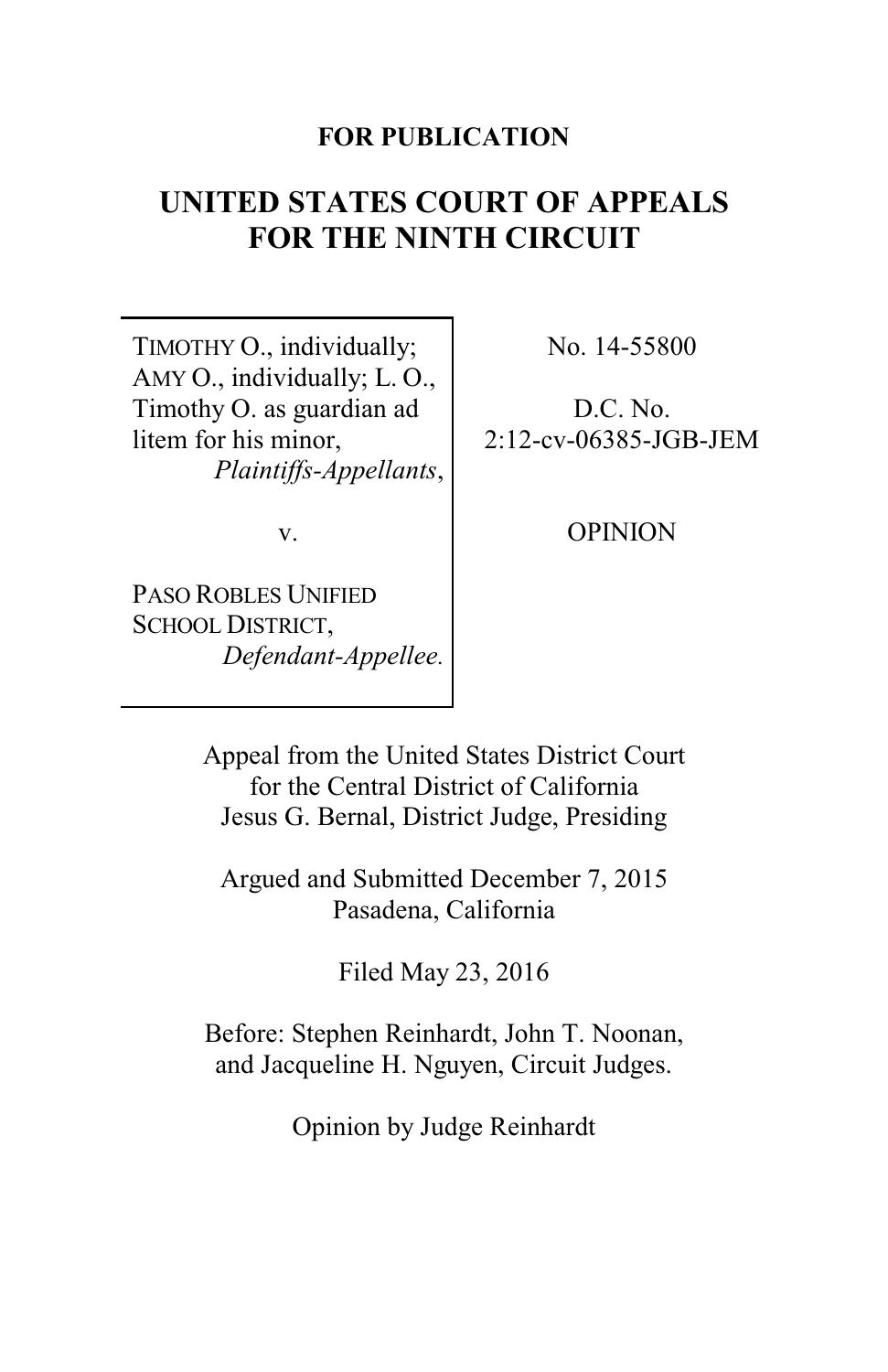**FOR PUBLICATION**

# UNITED STATES COURT OF APPEALS FOR THE NINTH CIRCUIT

| | |
|---|---|
| TIMOTHY O., individually; AMY O., individually; L. O., Timothy O. as guardian ad litem for his minor, *Plaintiffs-Appellants*,<br><br>v.<br><br>PASO ROBLES UNIFIED SCHOOL DISTRICT, *Defendant-Appellee.* | No. 14-55800<br><br>D.C. No. 2:12-cv-06385-JGB-JEM<br><br>OPINION |

Appeal from the United States District Court for the Central District of California
Jesus G. Bernal, District Judge, Presiding

Argued and Submitted December 7, 2015
Pasadena, California

Filed May 23, 2016

Before: Stephen Reinhardt, John T. Noonan, and Jacqueline H. Nguyen, Circuit Judges.

Opinion by Judge Reinhardt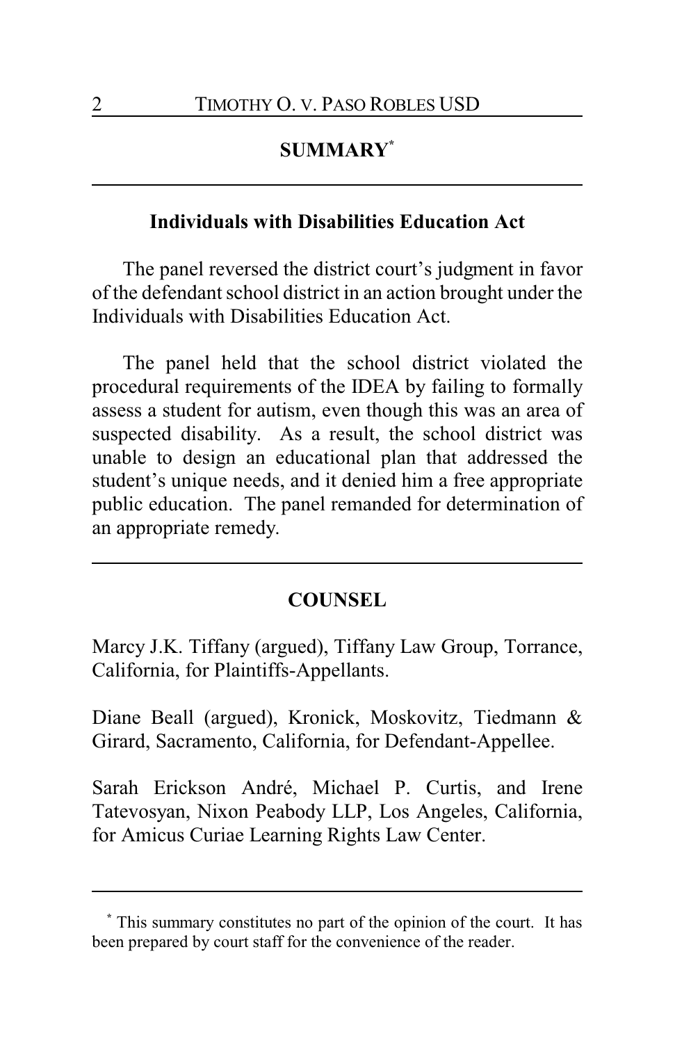## SUMMARY[*]

### Individuals with Disabilities Education Act

The panel reversed the district court's judgment in favor of the defendant school district in an action brought under the Individuals with Disabilities Education Act.

The panel held that the school district violated the procedural requirements of the IDEA by failing to formally assess a student for autism, even though this was an area of suspected disability. As a result, the school district was unable to design an educational plan that addressed the student's unique needs, and it denied him a free appropriate public education. The panel remanded for determination of an appropriate remedy.

## COUNSEL

Marcy J.K. Tiffany (argued), Tiffany Law Group, Torrance, California, for Plaintiffs-Appellants.

Diane Beall (argued), Kronick, Moskovitz, Tiedmann & Girard, Sacramento, California, for Defendant-Appellee.

Sarah Erickson André, Michael P. Curtis, and Irene Tatevosyan, Nixon Peabody LLP, Los Angeles, California, for Amicus Curiae Learning Rights Law Center.

---

[*] This summary constitutes no part of the opinion of the court. It has been prepared by court staff for the convenience of the reader.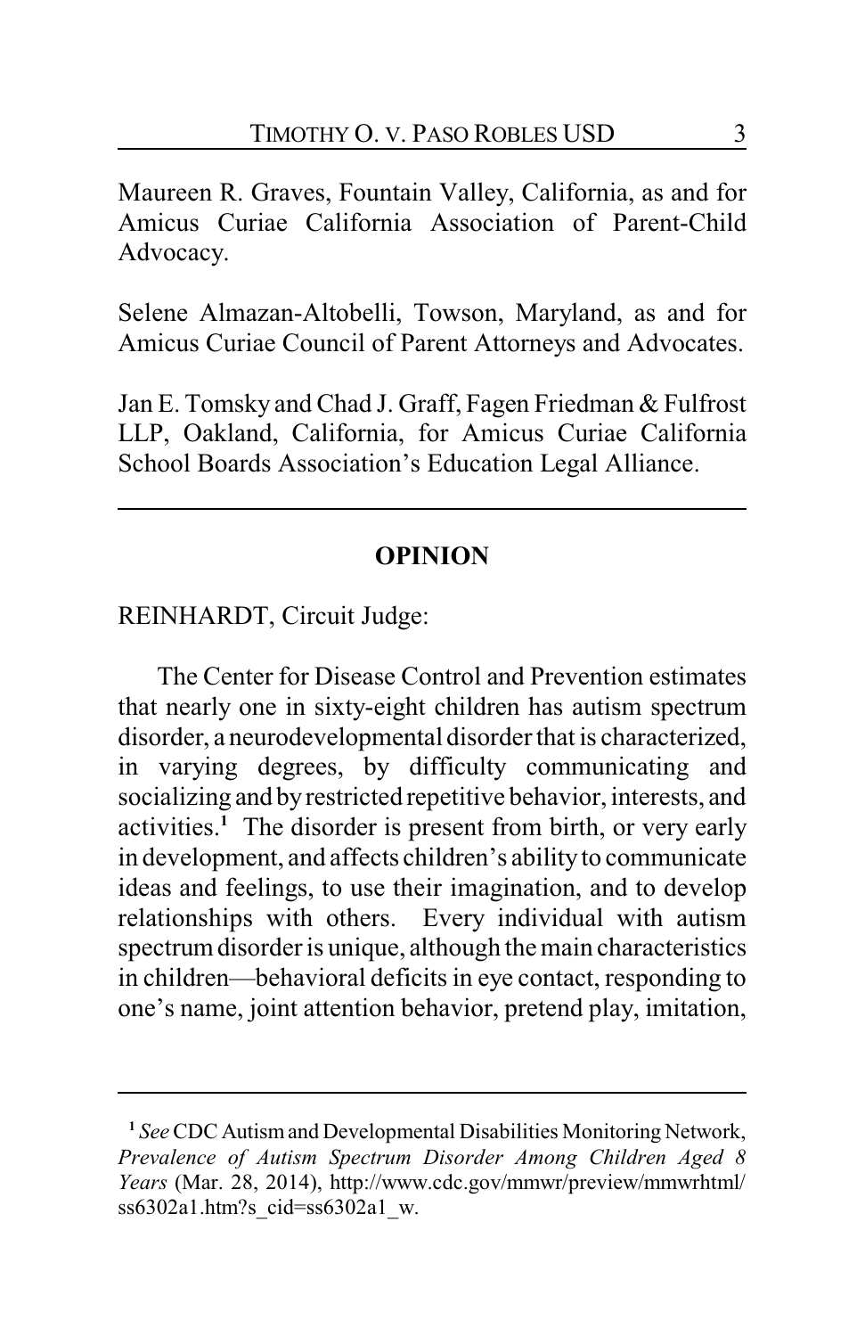Maureen R. Graves, Fountain Valley, California, as and for Amicus Curiae California Association of Parent-Child Advocacy.

Selene Almazan-Altobelli, Towson, Maryland, as and for Amicus Curiae Council of Parent Attorneys and Advocates.

Jan E. Tomsky and Chad J. Graff, Fagen Friedman & Fulfrost LLP, Oakland, California, for Amicus Curiae California School Boards Association's Education Legal Alliance.

---

## OPINION

REINHARDT, Circuit Judge:

The Center for Disease Control and Prevention estimates that nearly one in sixty-eight children has autism spectrum disorder, a neurodevelopmental disorder that is characterized, in varying degrees, by difficulty communicating and socializing and by restricted repetitive behavior, interests, and activities.[1] The disorder is present from birth, or very early in development, and affects children's ability to communicate ideas and feelings, to use their imagination, and to develop relationships with others. Every individual with autism spectrum disorder is unique, although the main characteristics in children—behavioral deficits in eye contact, responding to one's name, joint attention behavior, pretend play, imitation,

---

[1] *See* CDC Autism and Developmental Disabilities Monitoring Network, *Prevalence of Autism Spectrum Disorder Among Children Aged 8 Years* (Mar. 28, 2014), http://www.cdc.gov/mmwr/preview/mmwrhtml/ss6302a1.htm?s_cid=ss6302a1_w.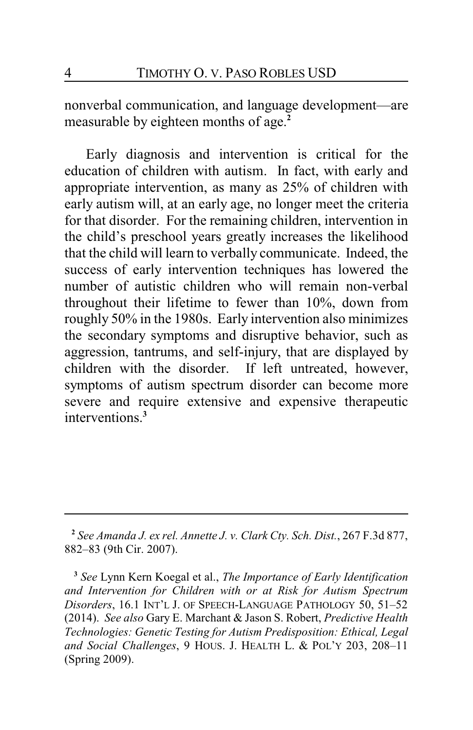nonverbal communication, and language development—are measurable by eighteen months of age.[2]

Early diagnosis and intervention is critical for the education of children with autism. In fact, with early and appropriate intervention, as many as 25% of children with early autism will, at an early age, no longer meet the criteria for that disorder. For the remaining children, intervention in the child's preschool years greatly increases the likelihood that the child will learn to verbally communicate. Indeed, the success of early intervention techniques has lowered the number of autistic children who will remain non-verbal throughout their lifetime to fewer than 10%, down from roughly 50% in the 1980s. Early intervention also minimizes the secondary symptoms and disruptive behavior, such as aggression, tantrums, and self-injury, that are displayed by children with the disorder. If left untreated, however, symptoms of autism spectrum disorder can become more severe and require extensive and expensive therapeutic interventions.[3]

---

[2] *See Amanda J. ex rel. Annette J. v. Clark Cty. Sch. Dist.*, 267 F.3d 877, 882–83 (9th Cir. 2007).

[3] *See* Lynn Kern Koegal et al., *The Importance of Early Identification and Intervention for Children with or at Risk for Autism Spectrum Disorders*, 16.1 INT'L J. OF SPEECH-LANGUAGE PATHOLOGY 50, 51–52 (2014). *See also* Gary E. Marchant & Jason S. Robert, *Predictive Health Technologies: Genetic Testing for Autism Predisposition: Ethical, Legal and Social Challenges*, 9 HOUS. J. HEALTH L. & POL'Y 203, 208–11 (Spring 2009).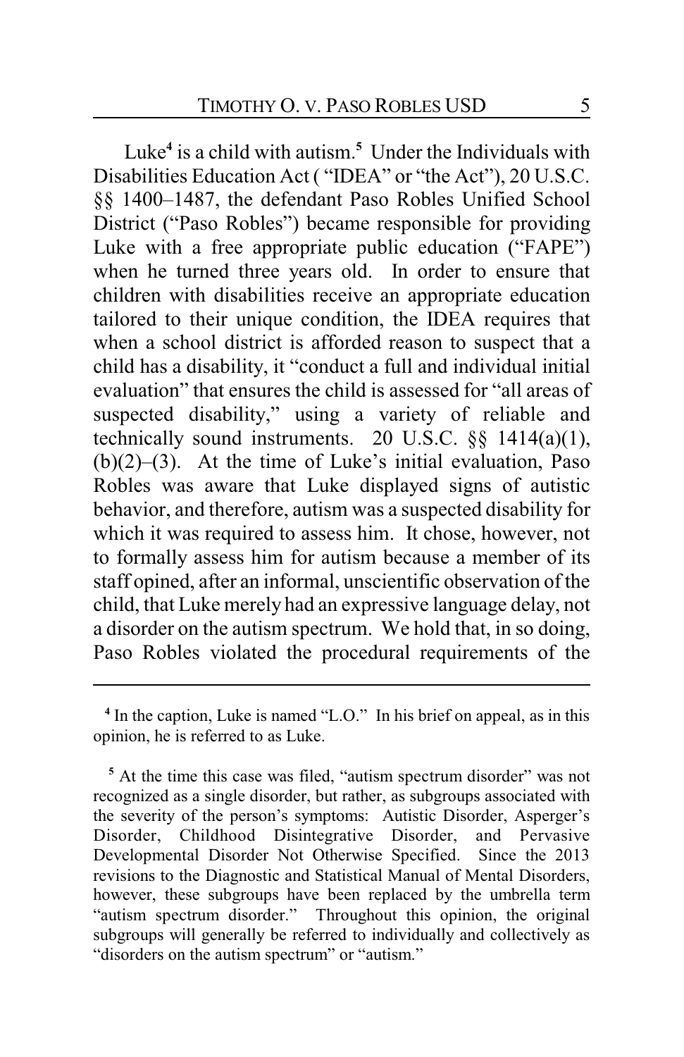Luke[4] is a child with autism.[5] Under the Individuals with Disabilities Education Act ( "IDEA" or "the Act"), 20 U.S.C. §§ 1400–1487, the defendant Paso Robles Unified School District ("Paso Robles") became responsible for providing Luke with a free appropriate public education ("FAPE") when he turned three years old. In order to ensure that children with disabilities receive an appropriate education tailored to their unique condition, the IDEA requires that when a school district is afforded reason to suspect that a child has a disability, it "conduct a full and individual initial evaluation" that ensures the child is assessed for "all areas of suspected disability," using a variety of reliable and technically sound instruments. 20 U.S.C. §§ 1414(a)(1), (b)(2)–(3). At the time of Luke's initial evaluation, Paso Robles was aware that Luke displayed signs of autistic behavior, and therefore, autism was a suspected disability for which it was required to assess him. It chose, however, not to formally assess him for autism because a member of its staff opined, after an informal, unscientific observation of the child, that Luke merely had an expressive language delay, not a disorder on the autism spectrum. We hold that, in so doing, Paso Robles violated the procedural requirements of the

---

[4] In the caption, Luke is named "L.O." In his brief on appeal, as in this opinion, he is referred to as Luke.

[5] At the time this case was filed, "autism spectrum disorder" was not recognized as a single disorder, but rather, as subgroups associated with the severity of the person's symptoms: Autistic Disorder, Asperger's Disorder, Childhood Disintegrative Disorder, and Pervasive Developmental Disorder Not Otherwise Specified. Since the 2013 revisions to the Diagnostic and Statistical Manual of Mental Disorders, however, these subgroups have been replaced by the umbrella term "autism spectrum disorder." Throughout this opinion, the original subgroups will generally be referred to individually and collectively as "disorders on the autism spectrum" or "autism."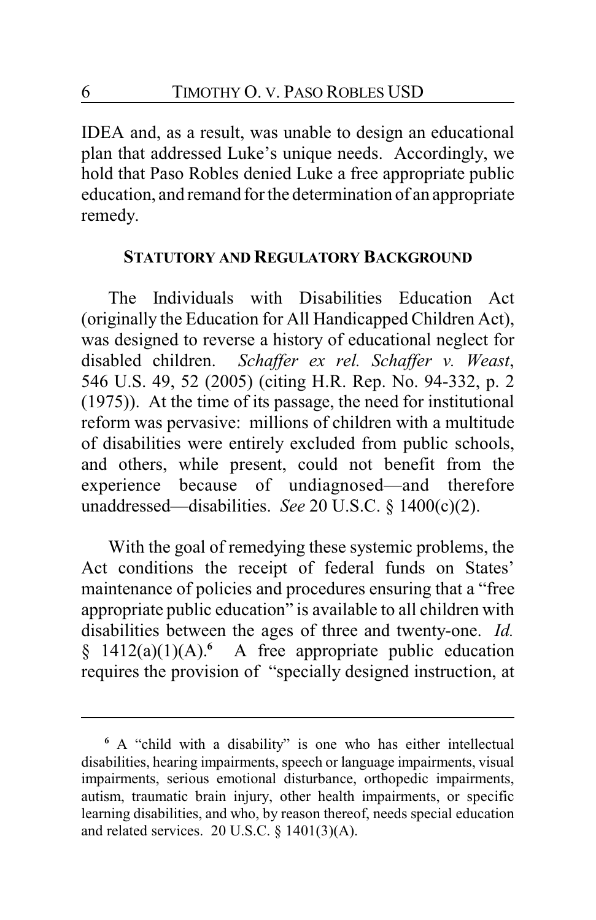IDEA and, as a result, was unable to design an educational plan that addressed Luke's unique needs. Accordingly, we hold that Paso Robles denied Luke a free appropriate public education, and remand for the determination of an appropriate remedy.

## STATUTORY AND REGULATORY BACKGROUND

The Individuals with Disabilities Education Act (originally the Education for All Handicapped Children Act), was designed to reverse a history of educational neglect for disabled children. *Schaffer ex rel. Schaffer v. Weast*, 546 U.S. 49, 52 (2005) (citing H.R. Rep. No. 94-332, p. 2 (1975)). At the time of its passage, the need for institutional reform was pervasive: millions of children with a multitude of disabilities were entirely excluded from public schools, and others, while present, could not benefit from the experience because of undiagnosed—and therefore unaddressed—disabilities. *See* 20 U.S.C. § 1400(c)(2).

With the goal of remedying these systemic problems, the Act conditions the receipt of federal funds on States' maintenance of policies and procedures ensuring that a "free appropriate public education" is available to all children with disabilities between the ages of three and twenty-one. *Id.* § 1412(a)(1)(A).[6] A free appropriate public education requires the provision of "specially designed instruction, at

---

[6] A "child with a disability" is one who has either intellectual disabilities, hearing impairments, speech or language impairments, visual impairments, serious emotional disturbance, orthopedic impairments, autism, traumatic brain injury, other health impairments, or specific learning disabilities, and who, by reason thereof, needs special education and related services. 20 U.S.C. § 1401(3)(A).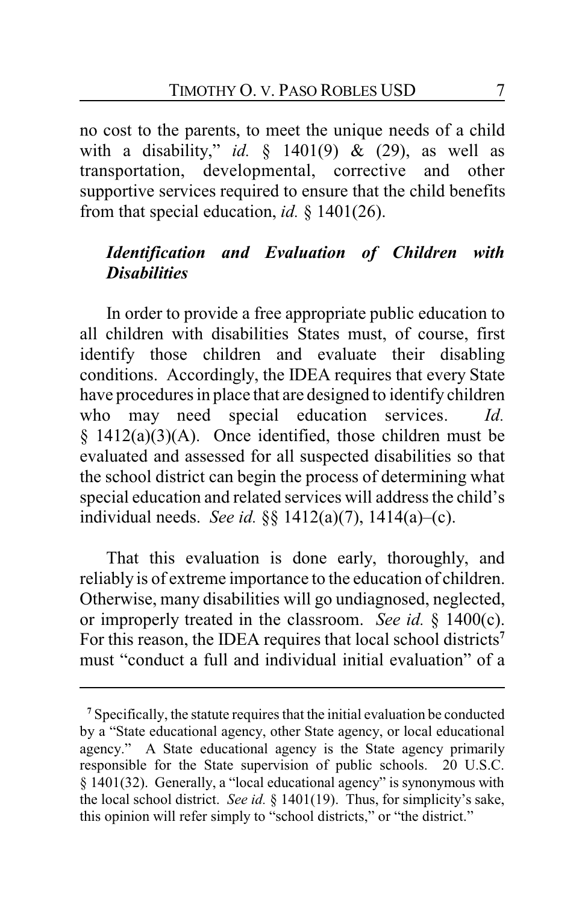no cost to the parents, to meet the unique needs of a child with a disability," *id.* § 1401(9) & (29), as well as transportation, developmental, corrective and other supportive services required to ensure that the child benefits from that special education, *id.* § 1401(26).

***Identification and Evaluation of Children with Disabilities***

In order to provide a free appropriate public education to all children with disabilities States must, of course, first identify those children and evaluate their disabling conditions. Accordingly, the IDEA requires that every State have procedures in place that are designed to identify children who may need special education services. *Id.* § 1412(a)(3)(A). Once identified, those children must be evaluated and assessed for all suspected disabilities so that the school district can begin the process of determining what special education and related services will address the child's individual needs. *See id.* §§ 1412(a)(7), 1414(a)–(c).

That this evaluation is done early, thoroughly, and reliably is of extreme importance to the education of children. Otherwise, many disabilities will go undiagnosed, neglected, or improperly treated in the classroom. *See id.* § 1400(c). For this reason, the IDEA requires that local school districts[7] must "conduct a full and individual initial evaluation" of a

---

[7] Specifically, the statute requires that the initial evaluation be conducted by a "State educational agency, other State agency, or local educational agency." A State educational agency is the State agency primarily responsible for the State supervision of public schools. 20 U.S.C. § 1401(32). Generally, a "local educational agency" is synonymous with the local school district. *See id.* § 1401(19). Thus, for simplicity's sake, this opinion will refer simply to "school districts," or "the district."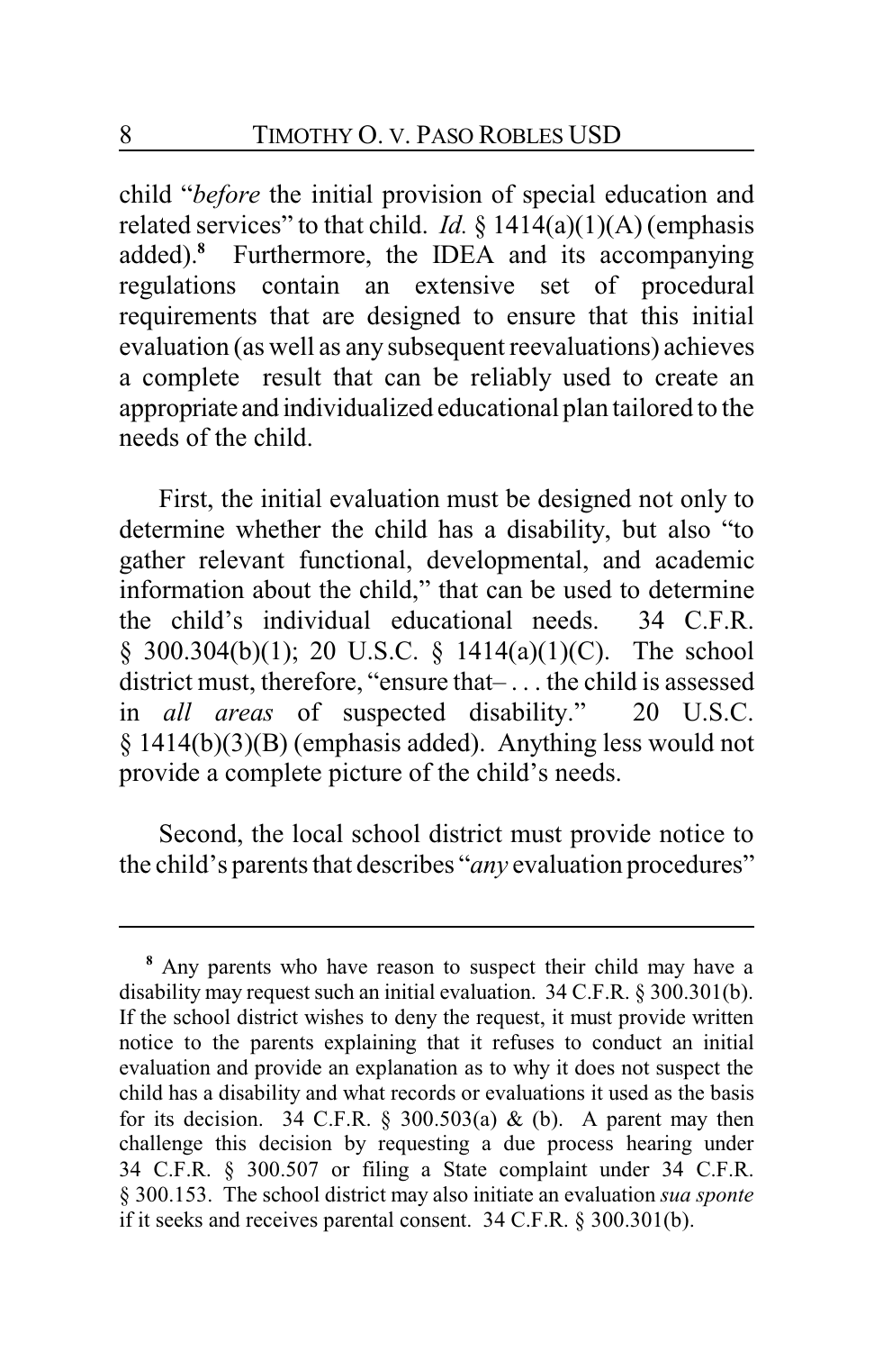child "*before* the initial provision of special education and related services" to that child. *Id.* § 1414(a)(1)(A) (emphasis added).[8] Furthermore, the IDEA and its accompanying regulations contain an extensive set of procedural requirements that are designed to ensure that this initial evaluation (as well as any subsequent reevaluations) achieves a complete result that can be reliably used to create an appropriate and individualized educational plan tailored to the needs of the child.

First, the initial evaluation must be designed not only to determine whether the child has a disability, but also "to gather relevant functional, developmental, and academic information about the child," that can be used to determine the child's individual educational needs. 34 C.F.R. § 300.304(b)(1); 20 U.S.C. § 1414(a)(1)(C). The school district must, therefore, "ensure that– . . . the child is assessed in *all areas* of suspected disability." 20 U.S.C. § 1414(b)(3)(B) (emphasis added). Anything less would not provide a complete picture of the child's needs.

Second, the local school district must provide notice to the child's parents that describes "*any* evaluation procedures"

---

[8] Any parents who have reason to suspect their child may have a disability may request such an initial evaluation. 34 C.F.R. § 300.301(b). If the school district wishes to deny the request, it must provide written notice to the parents explaining that it refuses to conduct an initial evaluation and provide an explanation as to why it does not suspect the child has a disability and what records or evaluations it used as the basis for its decision. 34 C.F.R. § 300.503(a) & (b). A parent may then challenge this decision by requesting a due process hearing under 34 C.F.R. § 300.507 or filing a State complaint under 34 C.F.R. § 300.153. The school district may also initiate an evaluation *sua sponte* if it seeks and receives parental consent. 34 C.F.R. § 300.301(b).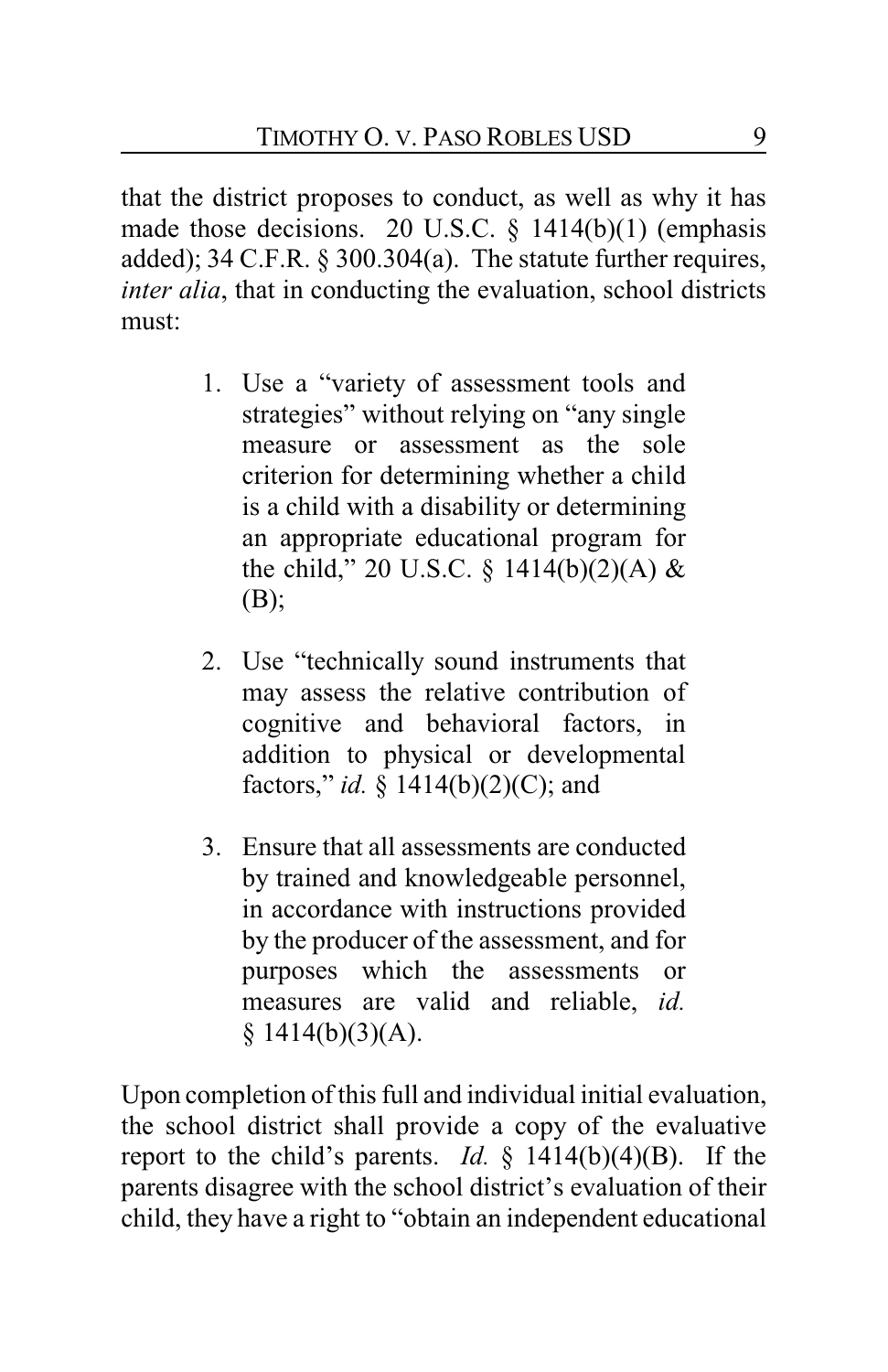that the district proposes to conduct, as well as why it has made those decisions. 20 U.S.C. § 1414(b)(1) (emphasis added); 34 C.F.R. § 300.304(a). The statute further requires, *inter alia*, that in conducting the evaluation, school districts must:

1. Use a "variety of assessment tools and strategies" without relying on "any single measure or assessment as the sole criterion for determining whether a child is a child with a disability or determining an appropriate educational program for the child," 20 U.S.C. § 1414(b)(2)(A) & (B);

2. Use "technically sound instruments that may assess the relative contribution of cognitive and behavioral factors, in addition to physical or developmental factors," *id.* § 1414(b)(2)(C); and

3. Ensure that all assessments are conducted by trained and knowledgeable personnel, in accordance with instructions provided by the producer of the assessment, and for purposes which the assessments or measures are valid and reliable, *id.* § 1414(b)(3)(A).

Upon completion of this full and individual initial evaluation, the school district shall provide a copy of the evaluative report to the child's parents. *Id.* § 1414(b)(4)(B). If the parents disagree with the school district's evaluation of their child, they have a right to "obtain an independent educational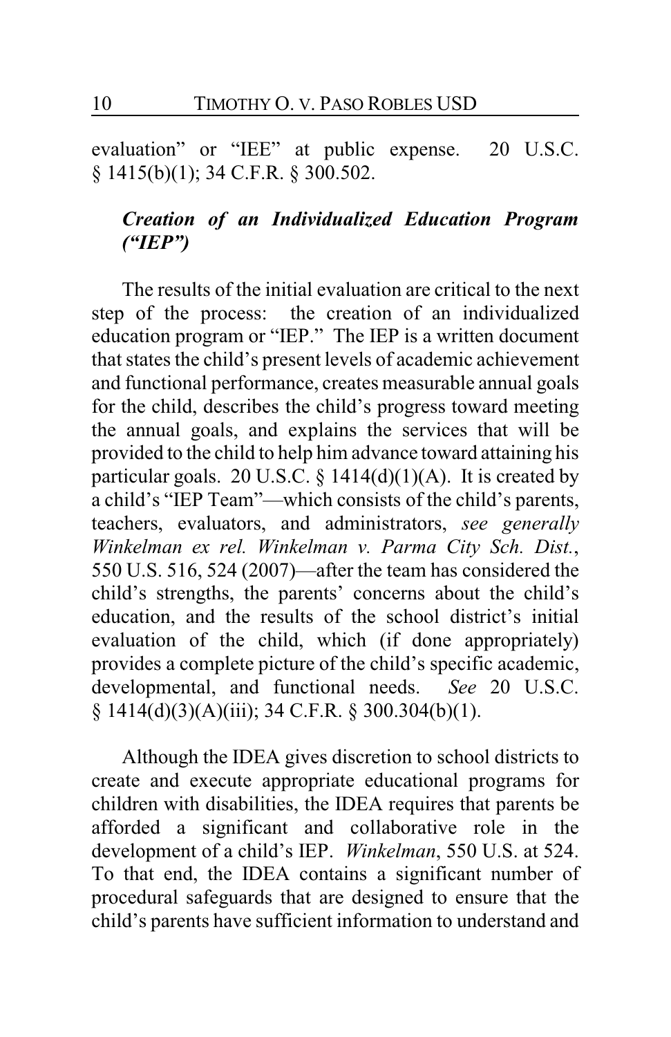evaluation" or "IEE" at public expense. 20 U.S.C. § 1415(b)(1); 34 C.F.R. § 300.502.

***Creation of an Individualized Education Program ("IEP")***

The results of the initial evaluation are critical to the next step of the process: the creation of an individualized education program or "IEP." The IEP is a written document that states the child's present levels of academic achievement and functional performance, creates measurable annual goals for the child, describes the child's progress toward meeting the annual goals, and explains the services that will be provided to the child to help him advance toward attaining his particular goals. 20 U.S.C. § 1414(d)(1)(A). It is created by a child's "IEP Team"—which consists of the child's parents, teachers, evaluators, and administrators, *see generally Winkelman ex rel. Winkelman v. Parma City Sch. Dist.*, 550 U.S. 516, 524 (2007)—after the team has considered the child's strengths, the parents' concerns about the child's education, and the results of the school district's initial evaluation of the child, which (if done appropriately) provides a complete picture of the child's specific academic, developmental, and functional needs. *See* 20 U.S.C. § 1414(d)(3)(A)(iii); 34 C.F.R. § 300.304(b)(1).

Although the IDEA gives discretion to school districts to create and execute appropriate educational programs for children with disabilities, the IDEA requires that parents be afforded a significant and collaborative role in the development of a child's IEP. *Winkelman*, 550 U.S. at 524. To that end, the IDEA contains a significant number of procedural safeguards that are designed to ensure that the child's parents have sufficient information to understand and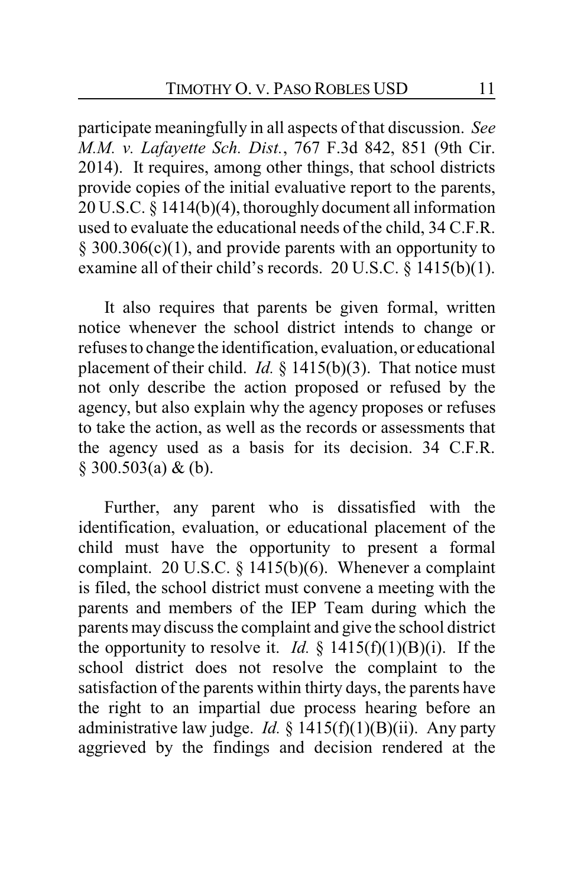participate meaningfully in all aspects of that discussion. *See M.M. v. Lafayette Sch. Dist.*, 767 F.3d 842, 851 (9th Cir. 2014). It requires, among other things, that school districts provide copies of the initial evaluative report to the parents, 20 U.S.C. § 1414(b)(4), thoroughly document all information used to evaluate the educational needs of the child, 34 C.F.R. § 300.306(c)(1), and provide parents with an opportunity to examine all of their child's records. 20 U.S.C. § 1415(b)(1).

It also requires that parents be given formal, written notice whenever the school district intends to change or refuses to change the identification, evaluation, or educational placement of their child. *Id.* § 1415(b)(3). That notice must not only describe the action proposed or refused by the agency, but also explain why the agency proposes or refuses to take the action, as well as the records or assessments that the agency used as a basis for its decision. 34 C.F.R. § 300.503(a) & (b).

Further, any parent who is dissatisfied with the identification, evaluation, or educational placement of the child must have the opportunity to present a formal complaint. 20 U.S.C. § 1415(b)(6). Whenever a complaint is filed, the school district must convene a meeting with the parents and members of the IEP Team during which the parents may discuss the complaint and give the school district the opportunity to resolve it. *Id.* § 1415(f)(1)(B)(i). If the school district does not resolve the complaint to the satisfaction of the parents within thirty days, the parents have the right to an impartial due process hearing before an administrative law judge. *Id.* § 1415(f)(1)(B)(ii). Any party aggrieved by the findings and decision rendered at the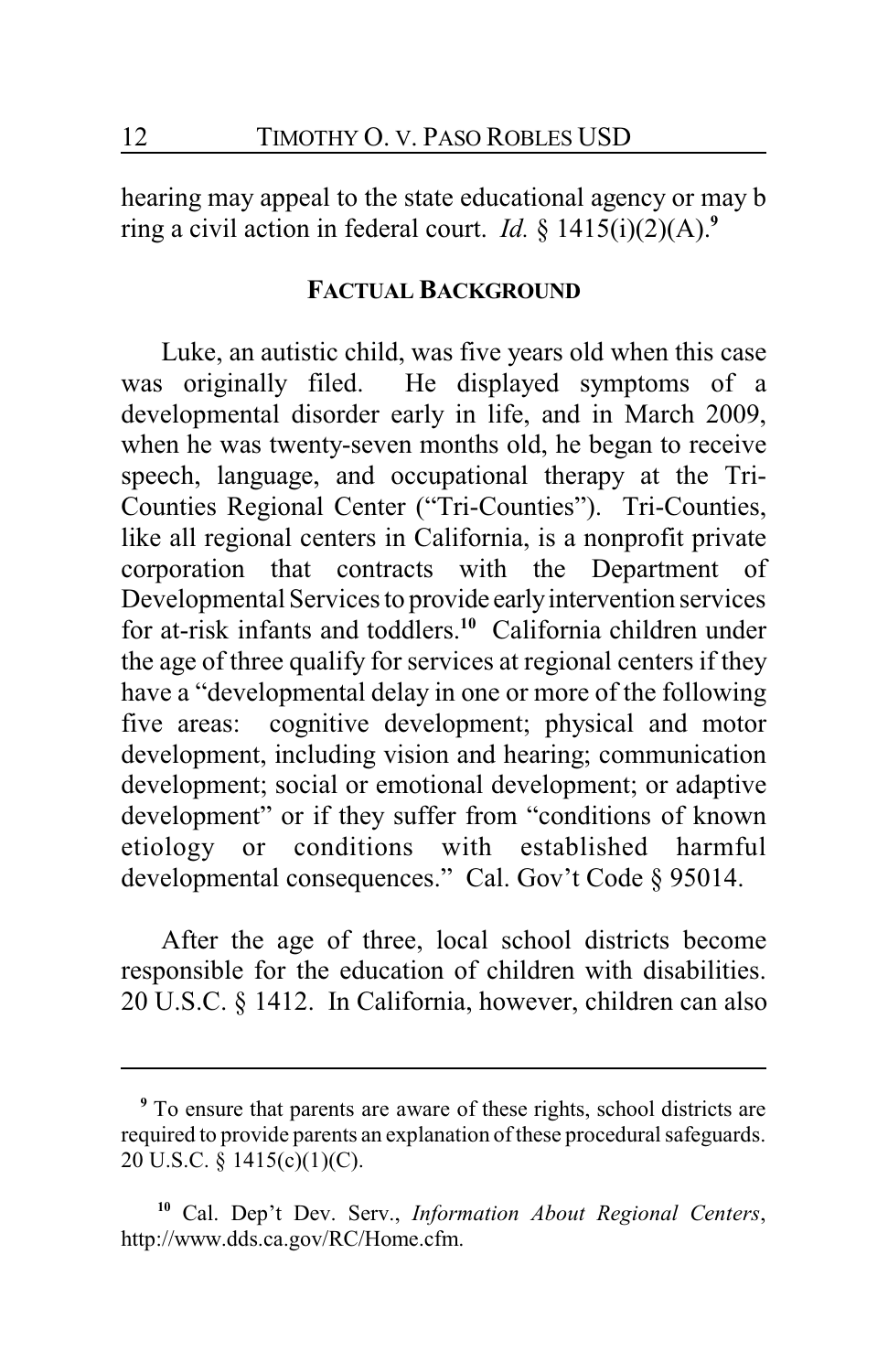hearing may appeal to the state educational agency or may b ring a civil action in federal court. *Id.* § 1415(i)(2)(A).[9]

## FACTUAL BACKGROUND

Luke, an autistic child, was five years old when this case was originally filed. He displayed symptoms of a developmental disorder early in life, and in March 2009, when he was twenty-seven months old, he began to receive speech, language, and occupational therapy at the Tri-Counties Regional Center ("Tri-Counties"). Tri-Counties, like all regional centers in California, is a nonprofit private corporation that contracts with the Department of Developmental Services to provide early intervention services for at-risk infants and toddlers.[10] California children under the age of three qualify for services at regional centers if they have a "developmental delay in one or more of the following five areas: cognitive development; physical and motor development, including vision and hearing; communication development; social or emotional development; or adaptive development" or if they suffer from "conditions of known etiology or conditions with established harmful developmental consequences." Cal. Gov't Code § 95014.

After the age of three, local school districts become responsible for the education of children with disabilities. 20 U.S.C. § 1412. In California, however, children can also

---

[9] To ensure that parents are aware of these rights, school districts are required to provide parents an explanation of these procedural safeguards. 20 U.S.C. § 1415(c)(1)(C).

[10] Cal. Dep't Dev. Serv., *Information About Regional Centers*, http://www.dds.ca.gov/RC/Home.cfm.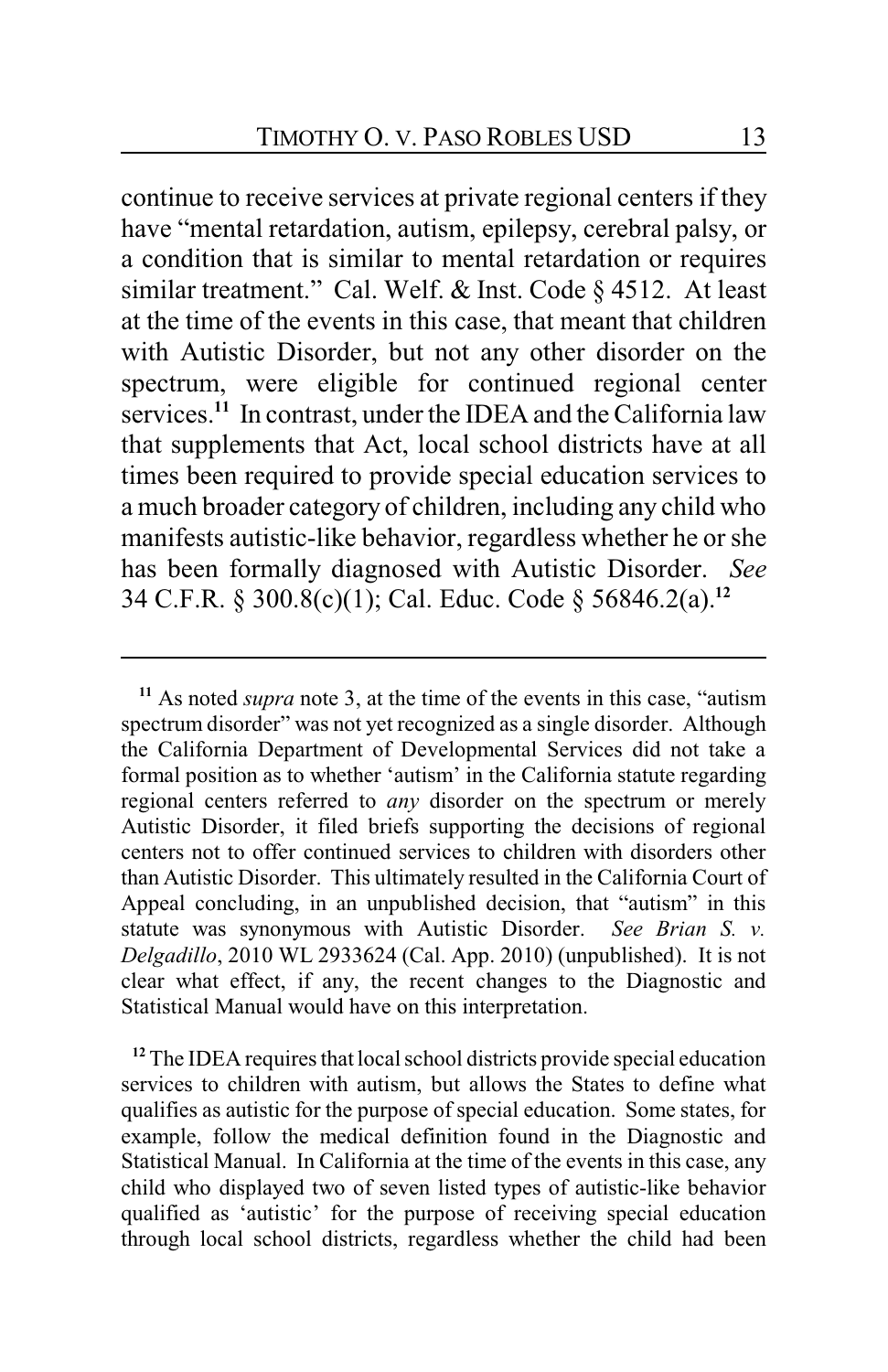continue to receive services at private regional centers if they have "mental retardation, autism, epilepsy, cerebral palsy, or a condition that is similar to mental retardation or requires similar treatment." Cal. Welf. & Inst. Code § 4512. At least at the time of the events in this case, that meant that children with Autistic Disorder, but not any other disorder on the spectrum, were eligible for continued regional center services.[11] In contrast, under the IDEA and the California law that supplements that Act, local school districts have at all times been required to provide special education services to a much broader category of children, including any child who manifests autistic-like behavior, regardless whether he or she has been formally diagnosed with Autistic Disorder. *See* 34 C.F.R. § 300.8(c)(1); Cal. Educ. Code § 56846.2(a).[12]

---

[11] As noted *supra* note 3, at the time of the events in this case, "autism spectrum disorder" was not yet recognized as a single disorder. Although the California Department of Developmental Services did not take a formal position as to whether 'autism' in the California statute regarding regional centers referred to *any* disorder on the spectrum or merely Autistic Disorder, it filed briefs supporting the decisions of regional centers not to offer continued services to children with disorders other than Autistic Disorder. This ultimately resulted in the California Court of Appeal concluding, in an unpublished decision, that "autism" in this statute was synonymous with Autistic Disorder. *See Brian S. v. Delgadillo*, 2010 WL 2933624 (Cal. App. 2010) (unpublished). It is not clear what effect, if any, the recent changes to the Diagnostic and Statistical Manual would have on this interpretation.

[12] The IDEA requires that local school districts provide special education services to children with autism, but allows the States to define what qualifies as autistic for the purpose of special education. Some states, for example, follow the medical definition found in the Diagnostic and Statistical Manual. In California at the time of the events in this case, any child who displayed two of seven listed types of autistic-like behavior qualified as 'autistic' for the purpose of receiving special education through local school districts, regardless whether the child had been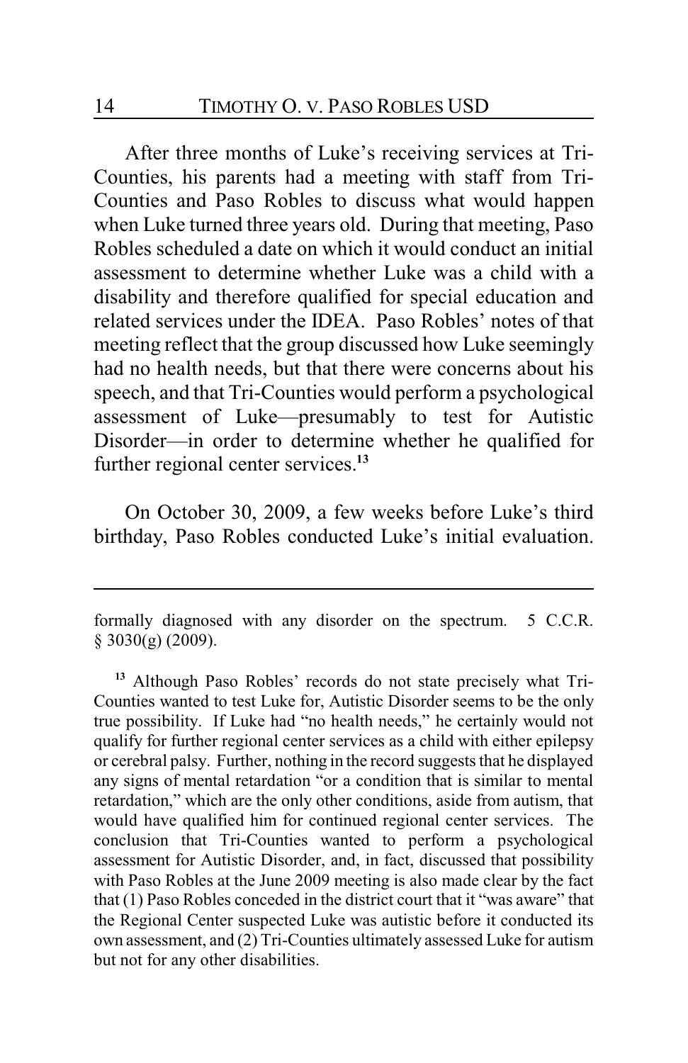After three months of Luke's receiving services at Tri-Counties, his parents had a meeting with staff from Tri-Counties and Paso Robles to discuss what would happen when Luke turned three years old. During that meeting, Paso Robles scheduled a date on which it would conduct an initial assessment to determine whether Luke was a child with a disability and therefore qualified for special education and related services under the IDEA. Paso Robles' notes of that meeting reflect that the group discussed how Luke seemingly had no health needs, but that there were concerns about his speech, and that Tri-Counties would perform a psychological assessment of Luke—presumably to test for Autistic Disorder—in order to determine whether he qualified for further regional center services.[13]

On October 30, 2009, a few weeks before Luke's third birthday, Paso Robles conducted Luke's initial evaluation.

---

formally diagnosed with any disorder on the spectrum. 5 C.C.R. § 3030(g) (2009).

[13] Although Paso Robles' records do not state precisely what Tri-Counties wanted to test Luke for, Autistic Disorder seems to be the only true possibility. If Luke had "no health needs," he certainly would not qualify for further regional center services as a child with either epilepsy or cerebral palsy. Further, nothing in the record suggests that he displayed any signs of mental retardation "or a condition that is similar to mental retardation," which are the only other conditions, aside from autism, that would have qualified him for continued regional center services. The conclusion that Tri-Counties wanted to perform a psychological assessment for Autistic Disorder, and, in fact, discussed that possibility with Paso Robles at the June 2009 meeting is also made clear by the fact that (1) Paso Robles conceded in the district court that it "was aware" that the Regional Center suspected Luke was autistic before it conducted its own assessment, and (2) Tri-Counties ultimately assessed Luke for autism but not for any other disabilities.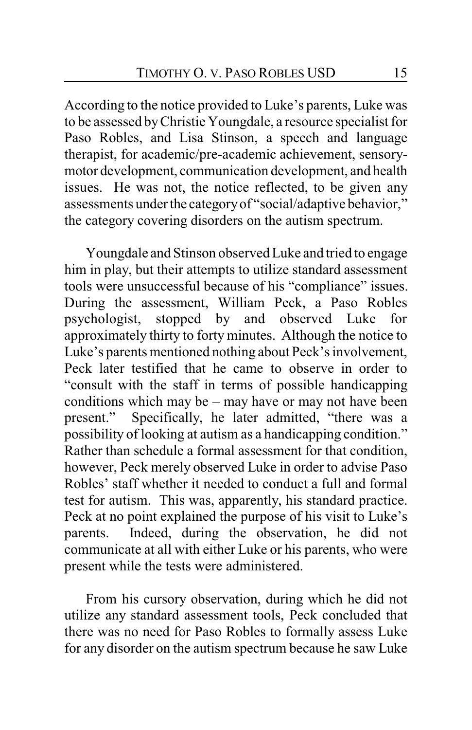According to the notice provided to Luke's parents, Luke was to be assessed by Christie Youngdale, a resource specialist for Paso Robles, and Lisa Stinson, a speech and language therapist, for academic/pre-academic achievement, sensory-motor development, communication development, and health issues. He was not, the notice reflected, to be given any assessments under the category of "social/adaptive behavior," the category covering disorders on the autism spectrum.

Youngdale and Stinson observed Luke and tried to engage him in play, but their attempts to utilize standard assessment tools were unsuccessful because of his "compliance" issues. During the assessment, William Peck, a Paso Robles psychologist, stopped by and observed Luke for approximately thirty to forty minutes. Although the notice to Luke's parents mentioned nothing about Peck's involvement, Peck later testified that he came to observe in order to "consult with the staff in terms of possible handicapping conditions which may be – may have or may not have been present." Specifically, he later admitted, "there was a possibility of looking at autism as a handicapping condition." Rather than schedule a formal assessment for that condition, however, Peck merely observed Luke in order to advise Paso Robles' staff whether it needed to conduct a full and formal test for autism. This was, apparently, his standard practice. Peck at no point explained the purpose of his visit to Luke's parents. Indeed, during the observation, he did not communicate at all with either Luke or his parents, who were present while the tests were administered.

From his cursory observation, during which he did not utilize any standard assessment tools, Peck concluded that there was no need for Paso Robles to formally assess Luke for any disorder on the autism spectrum because he saw Luke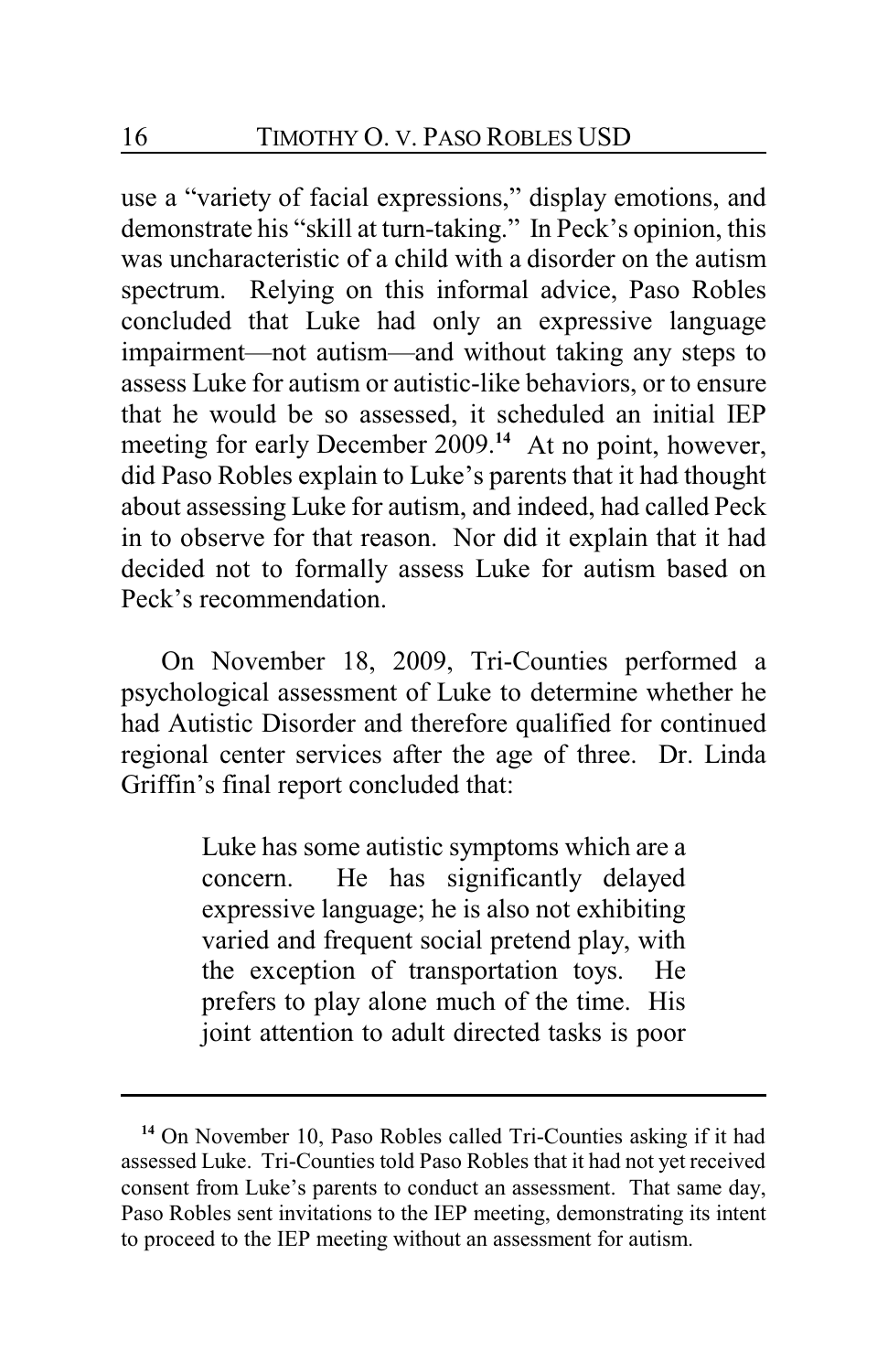use a "variety of facial expressions," display emotions, and demonstrate his "skill at turn-taking." In Peck's opinion, this was uncharacteristic of a child with a disorder on the autism spectrum. Relying on this informal advice, Paso Robles concluded that Luke had only an expressive language impairment—not autism—and without taking any steps to assess Luke for autism or autistic-like behaviors, or to ensure that he would be so assessed, it scheduled an initial IEP meeting for early December 2009.[14] At no point, however, did Paso Robles explain to Luke's parents that it had thought about assessing Luke for autism, and indeed, had called Peck in to observe for that reason. Nor did it explain that it had decided not to formally assess Luke for autism based on Peck's recommendation.

On November 18, 2009, Tri-Counties performed a psychological assessment of Luke to determine whether he had Autistic Disorder and therefore qualified for continued regional center services after the age of three. Dr. Linda Griffin's final report concluded that:

> Luke has some autistic symptoms which are a concern. He has significantly delayed expressive language; he is also not exhibiting varied and frequent social pretend play, with the exception of transportation toys. He prefers to play alone much of the time. His joint attention to adult directed tasks is poor

---

[14] On November 10, Paso Robles called Tri-Counties asking if it had assessed Luke. Tri-Counties told Paso Robles that it had not yet received consent from Luke's parents to conduct an assessment. That same day, Paso Robles sent invitations to the IEP meeting, demonstrating its intent to proceed to the IEP meeting without an assessment for autism.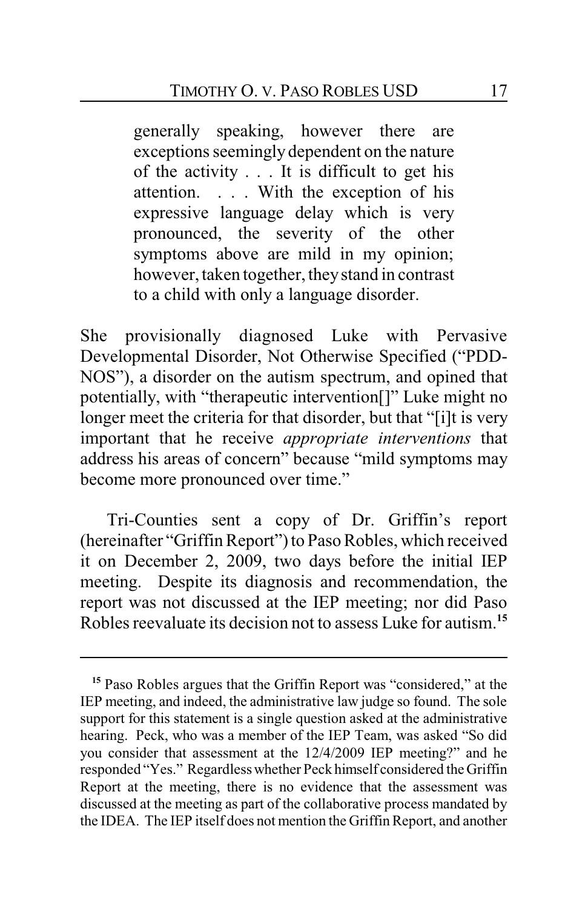> generally speaking, however there are exceptions seemingly dependent on the nature of the activity . . . It is difficult to get his attention. . . . With the exception of his expressive language delay which is very pronounced, the severity of the other symptoms above are mild in my opinion; however, taken together, they stand in contrast to a child with only a language disorder.

She provisionally diagnosed Luke with Pervasive Developmental Disorder, Not Otherwise Specified ("PDD-NOS"), a disorder on the autism spectrum, and opined that potentially, with "therapeutic intervention[]" Luke might no longer meet the criteria for that disorder, but that "[i]t is very important that he receive *appropriate interventions* that address his areas of concern" because "mild symptoms may become more pronounced over time."

Tri-Counties sent a copy of Dr. Griffin's report (hereinafter "Griffin Report") to Paso Robles, which received it on December 2, 2009, two days before the initial IEP meeting. Despite its diagnosis and recommendation, the report was not discussed at the IEP meeting; nor did Paso Robles reevaluate its decision not to assess Luke for autism.[15]

---

[15] Paso Robles argues that the Griffin Report was "considered," at the IEP meeting, and indeed, the administrative law judge so found. The sole support for this statement is a single question asked at the administrative hearing. Peck, who was a member of the IEP Team, was asked "So did you consider that assessment at the 12/4/2009 IEP meeting?" and he responded "Yes." Regardless whether Peck himself considered the Griffin Report at the meeting, there is no evidence that the assessment was discussed at the meeting as part of the collaborative process mandated by the IDEA. The IEP itself does not mention the Griffin Report, and another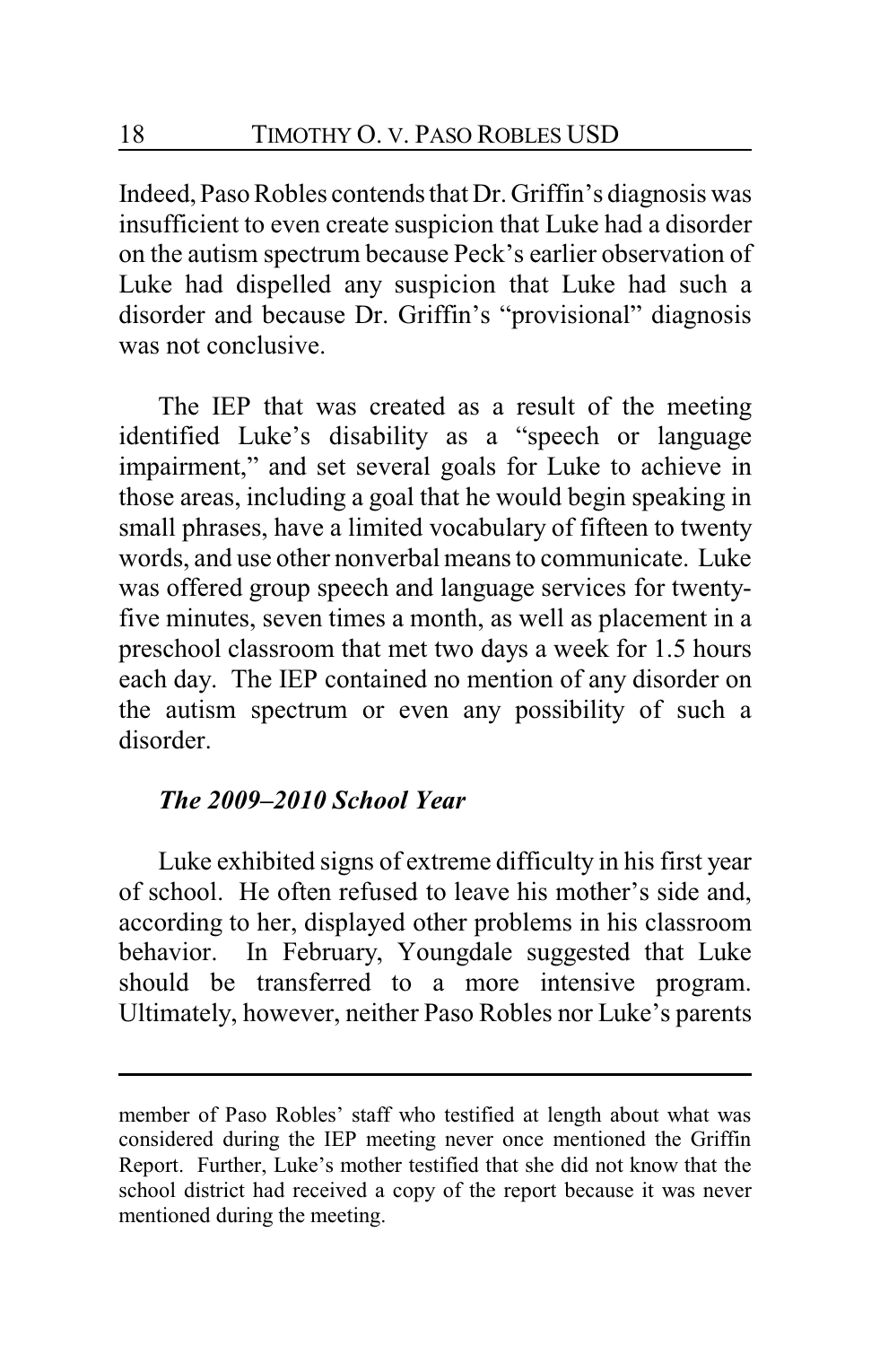Indeed, Paso Robles contends that Dr. Griffin's diagnosis was insufficient to even create suspicion that Luke had a disorder on the autism spectrum because Peck's earlier observation of Luke had dispelled any suspicion that Luke had such a disorder and because Dr. Griffin's "provisional" diagnosis was not conclusive.

The IEP that was created as a result of the meeting identified Luke's disability as a "speech or language impairment," and set several goals for Luke to achieve in those areas, including a goal that he would begin speaking in small phrases, have a limited vocabulary of fifteen to twenty words, and use other nonverbal means to communicate. Luke was offered group speech and language services for twenty-five minutes, seven times a month, as well as placement in a preschool classroom that met two days a week for 1.5 hours each day. The IEP contained no mention of any disorder on the autism spectrum or even any possibility of such a disorder.

### *The 2009–2010 School Year*

Luke exhibited signs of extreme difficulty in his first year of school. He often refused to leave his mother's side and, according to her, displayed other problems in his classroom behavior. In February, Youngdale suggested that Luke should be transferred to a more intensive program. Ultimately, however, neither Paso Robles nor Luke's parents

---

member of Paso Robles' staff who testified at length about what was considered during the IEP meeting never once mentioned the Griffin Report. Further, Luke's mother testified that she did not know that the school district had received a copy of the report because it was never mentioned during the meeting.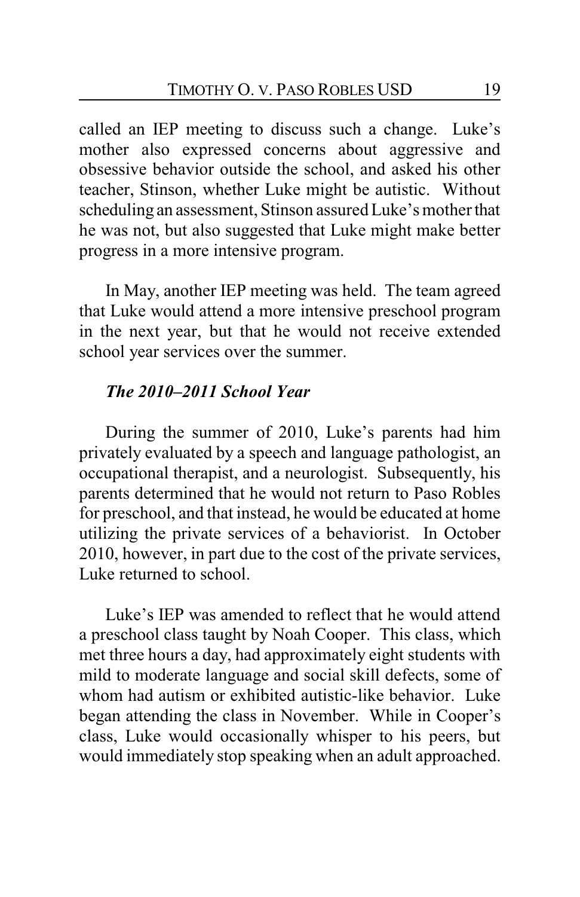called an IEP meeting to discuss such a change. Luke's mother also expressed concerns about aggressive and obsessive behavior outside the school, and asked his other teacher, Stinson, whether Luke might be autistic. Without scheduling an assessment, Stinson assured Luke's mother that he was not, but also suggested that Luke might make better progress in a more intensive program.

In May, another IEP meeting was held. The team agreed that Luke would attend a more intensive preschool program in the next year, but that he would not receive extended school year services over the summer.

***The 2010–2011 School Year***

During the summer of 2010, Luke's parents had him privately evaluated by a speech and language pathologist, an occupational therapist, and a neurologist. Subsequently, his parents determined that he would not return to Paso Robles for preschool, and that instead, he would be educated at home utilizing the private services of a behaviorist. In October 2010, however, in part due to the cost of the private services, Luke returned to school.

Luke's IEP was amended to reflect that he would attend a preschool class taught by Noah Cooper. This class, which met three hours a day, had approximately eight students with mild to moderate language and social skill defects, some of whom had autism or exhibited autistic-like behavior. Luke began attending the class in November. While in Cooper's class, Luke would occasionally whisper to his peers, but would immediately stop speaking when an adult approached.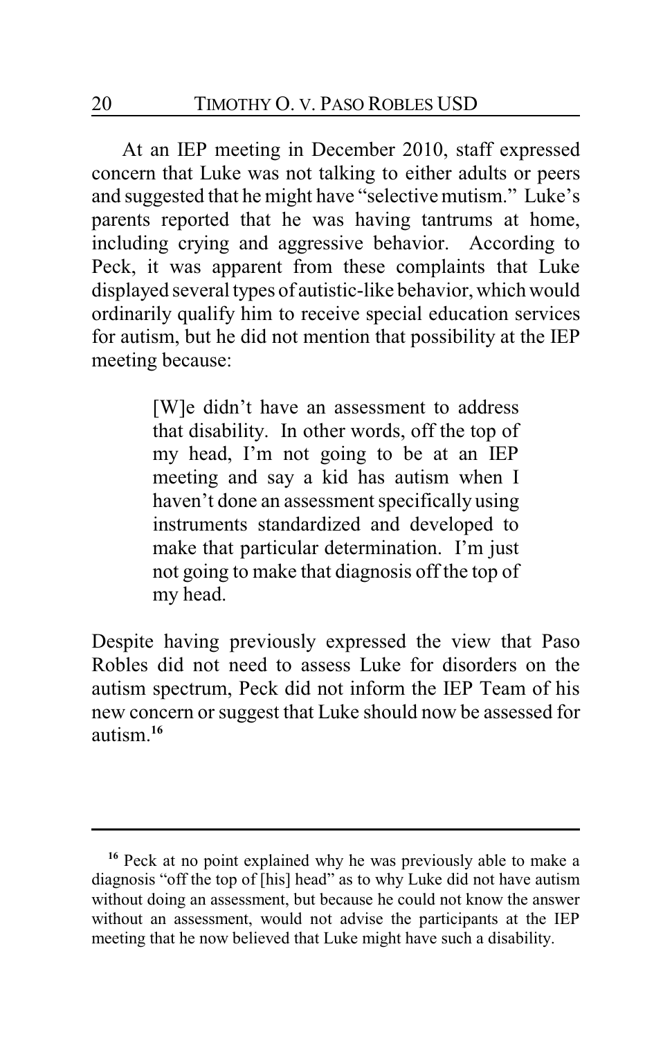At an IEP meeting in December 2010, staff expressed concern that Luke was not talking to either adults or peers and suggested that he might have "selective mutism." Luke's parents reported that he was having tantrums at home, including crying and aggressive behavior. According to Peck, it was apparent from these complaints that Luke displayed several types of autistic-like behavior, which would ordinarily qualify him to receive special education services for autism, but he did not mention that possibility at the IEP meeting because:

> [W]e didn't have an assessment to address that disability. In other words, off the top of my head, I'm not going to be at an IEP meeting and say a kid has autism when I haven't done an assessment specifically using instruments standardized and developed to make that particular determination. I'm just not going to make that diagnosis off the top of my head.

Despite having previously expressed the view that Paso Robles did not need to assess Luke for disorders on the autism spectrum, Peck did not inform the IEP Team of his new concern or suggest that Luke should now be assessed for autism.[16]

---

[16] Peck at no point explained why he was previously able to make a diagnosis "off the top of [his] head" as to why Luke did not have autism without doing an assessment, but because he could not know the answer without an assessment, would not advise the participants at the IEP meeting that he now believed that Luke might have such a disability.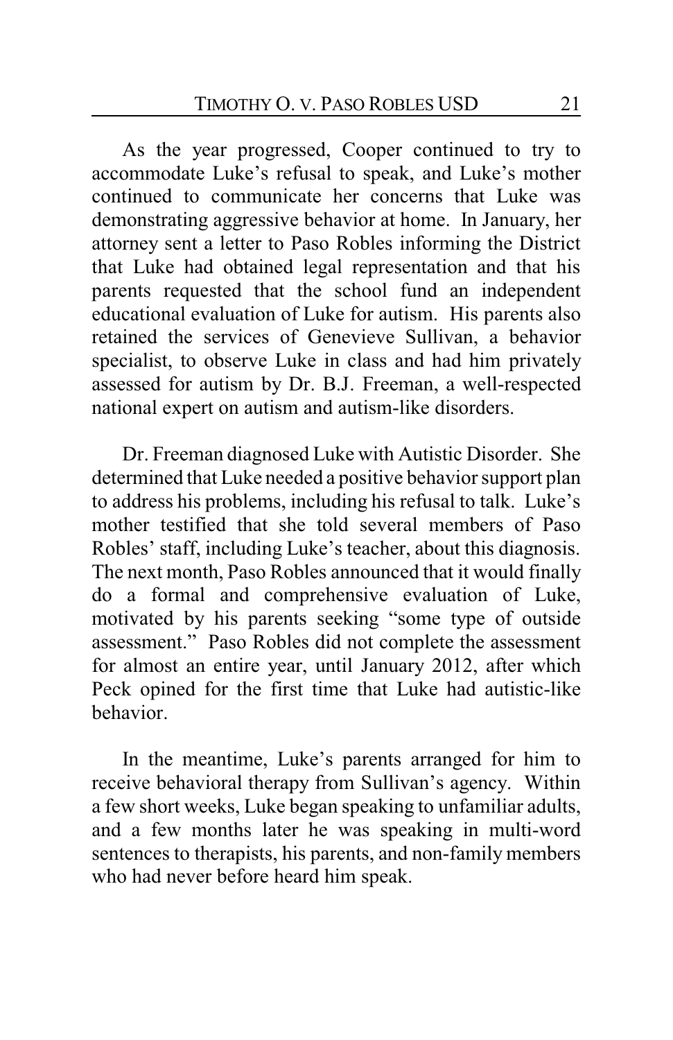As the year progressed, Cooper continued to try to accommodate Luke's refusal to speak, and Luke's mother continued to communicate her concerns that Luke was demonstrating aggressive behavior at home. In January, her attorney sent a letter to Paso Robles informing the District that Luke had obtained legal representation and that his parents requested that the school fund an independent educational evaluation of Luke for autism. His parents also retained the services of Genevieve Sullivan, a behavior specialist, to observe Luke in class and had him privately assessed for autism by Dr. B.J. Freeman, a well-respected national expert on autism and autism-like disorders.

Dr. Freeman diagnosed Luke with Autistic Disorder. She determined that Luke needed a positive behavior support plan to address his problems, including his refusal to talk. Luke's mother testified that she told several members of Paso Robles' staff, including Luke's teacher, about this diagnosis. The next month, Paso Robles announced that it would finally do a formal and comprehensive evaluation of Luke, motivated by his parents seeking "some type of outside assessment." Paso Robles did not complete the assessment for almost an entire year, until January 2012, after which Peck opined for the first time that Luke had autistic-like behavior.

In the meantime, Luke's parents arranged for him to receive behavioral therapy from Sullivan's agency. Within a few short weeks, Luke began speaking to unfamiliar adults, and a few months later he was speaking in multi-word sentences to therapists, his parents, and non-family members who had never before heard him speak.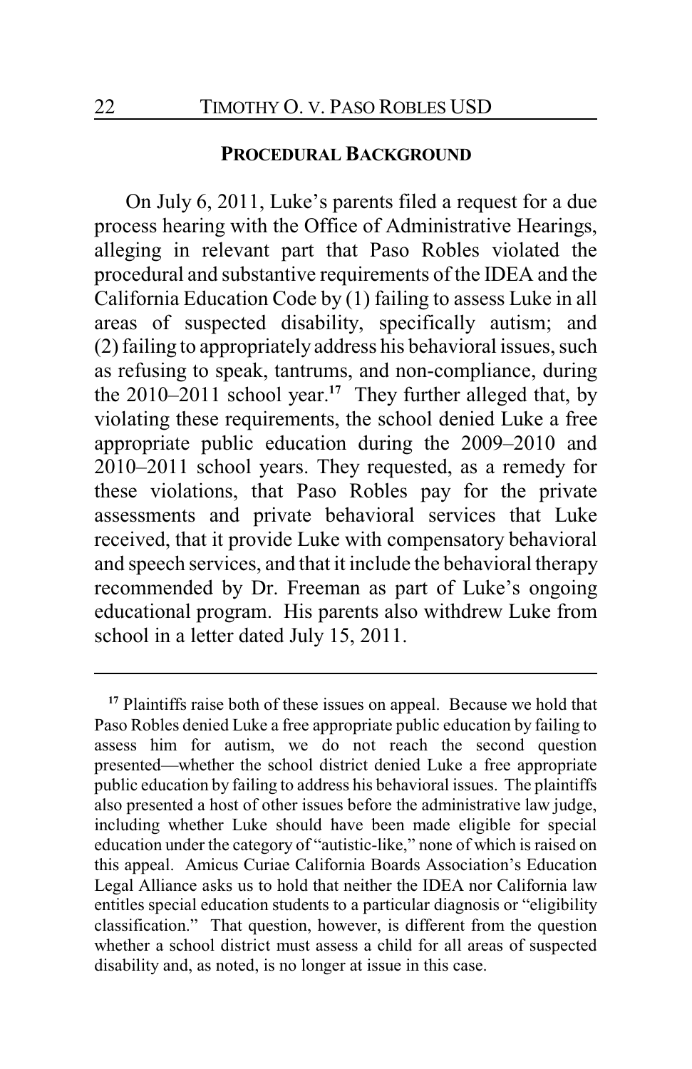## PROCEDURAL BACKGROUND

On July 6, 2011, Luke's parents filed a request for a due process hearing with the Office of Administrative Hearings, alleging in relevant part that Paso Robles violated the procedural and substantive requirements of the IDEA and the California Education Code by (1) failing to assess Luke in all areas of suspected disability, specifically autism; and (2) failing to appropriately address his behavioral issues, such as refusing to speak, tantrums, and non-compliance, during the 2010–2011 school year.[17] They further alleged that, by violating these requirements, the school denied Luke a free appropriate public education during the 2009–2010 and 2010–2011 school years. They requested, as a remedy for these violations, that Paso Robles pay for the private assessments and private behavioral services that Luke received, that it provide Luke with compensatory behavioral and speech services, and that it include the behavioral therapy recommended by Dr. Freeman as part of Luke's ongoing educational program. His parents also withdrew Luke from school in a letter dated July 15, 2011.

---

[17] Plaintiffs raise both of these issues on appeal. Because we hold that Paso Robles denied Luke a free appropriate public education by failing to assess him for autism, we do not reach the second question presented—whether the school district denied Luke a free appropriate public education by failing to address his behavioral issues. The plaintiffs also presented a host of other issues before the administrative law judge, including whether Luke should have been made eligible for special education under the category of "autistic-like," none of which is raised on this appeal. Amicus Curiae California Boards Association's Education Legal Alliance asks us to hold that neither the IDEA nor California law entitles special education students to a particular diagnosis or "eligibility classification." That question, however, is different from the question whether a school district must assess a child for all areas of suspected disability and, as noted, is no longer at issue in this case.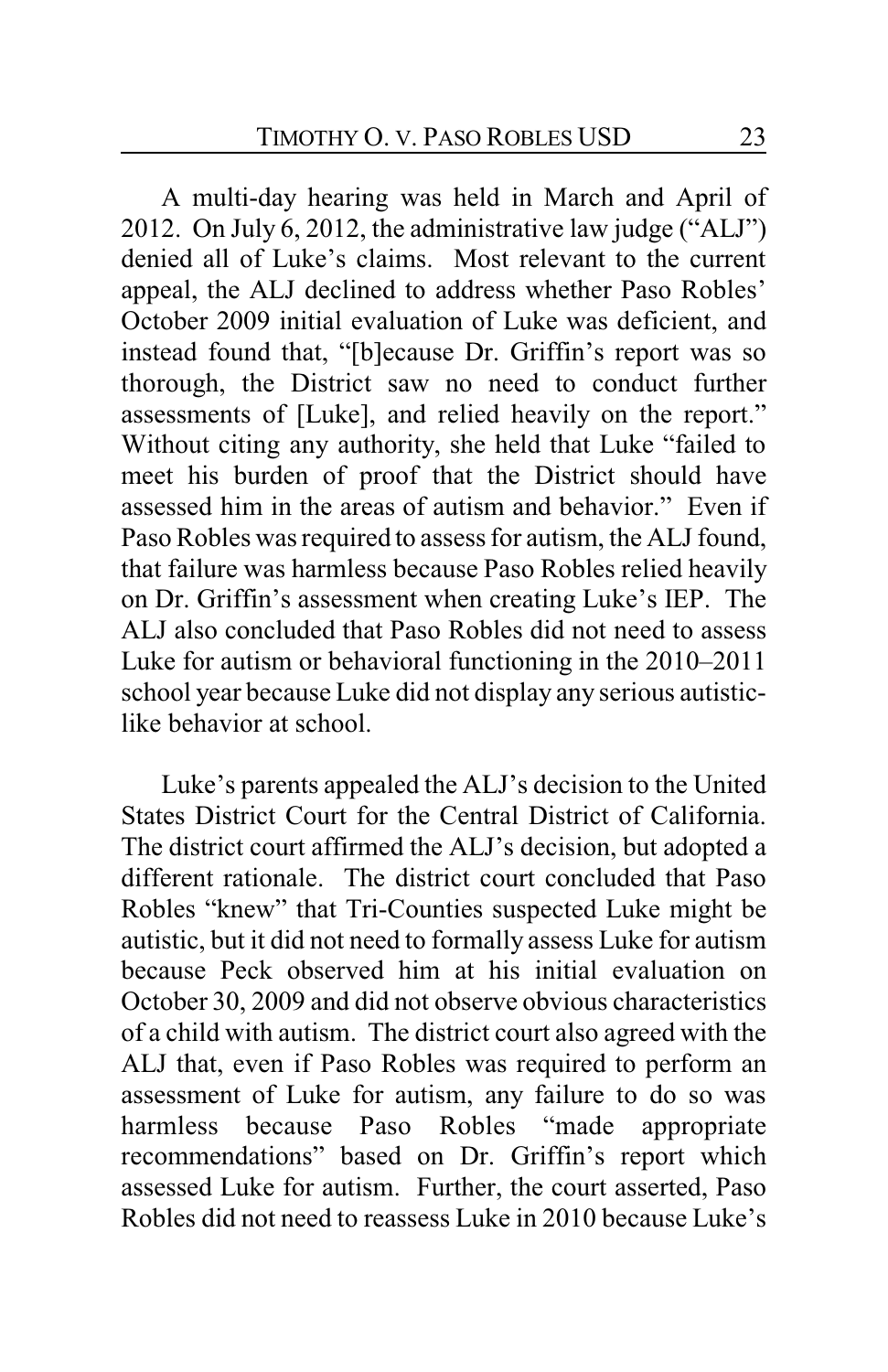A multi-day hearing was held in March and April of 2012. On July 6, 2012, the administrative law judge ("ALJ") denied all of Luke's claims. Most relevant to the current appeal, the ALJ declined to address whether Paso Robles' October 2009 initial evaluation of Luke was deficient, and instead found that, "[b]ecause Dr. Griffin's report was so thorough, the District saw no need to conduct further assessments of [Luke], and relied heavily on the report." Without citing any authority, she held that Luke "failed to meet his burden of proof that the District should have assessed him in the areas of autism and behavior." Even if Paso Robles was required to assess for autism, the ALJ found, that failure was harmless because Paso Robles relied heavily on Dr. Griffin's assessment when creating Luke's IEP. The ALJ also concluded that Paso Robles did not need to assess Luke for autism or behavioral functioning in the 2010–2011 school year because Luke did not display any serious autistic-like behavior at school.

Luke's parents appealed the ALJ's decision to the United States District Court for the Central District of California. The district court affirmed the ALJ's decision, but adopted a different rationale. The district court concluded that Paso Robles "knew" that Tri-Counties suspected Luke might be autistic, but it did not need to formally assess Luke for autism because Peck observed him at his initial evaluation on October 30, 2009 and did not observe obvious characteristics of a child with autism. The district court also agreed with the ALJ that, even if Paso Robles was required to perform an assessment of Luke for autism, any failure to do so was harmless because Paso Robles "made appropriate recommendations" based on Dr. Griffin's report which assessed Luke for autism. Further, the court asserted, Paso Robles did not need to reassess Luke in 2010 because Luke's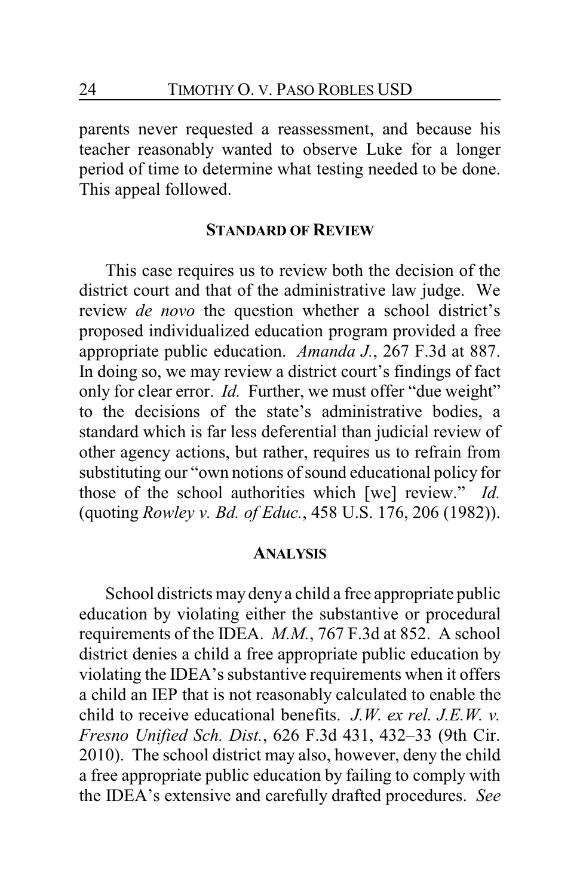parents never requested a reassessment, and because his teacher reasonably wanted to observe Luke for a longer period of time to determine what testing needed to be done. This appeal followed.

## STANDARD OF REVIEW

This case requires us to review both the decision of the district court and that of the administrative law judge. We review *de novo* the question whether a school district's proposed individualized education program provided a free appropriate public education. *Amanda J.*, 267 F.3d at 887. In doing so, we may review a district court's findings of fact only for clear error. *Id.* Further, we must offer "due weight" to the decisions of the state's administrative bodies, a standard which is far less deferential than judicial review of other agency actions, but rather, requires us to refrain from substituting our "own notions of sound educational policy for those of the school authorities which [we] review." *Id.* (quoting *Rowley v. Bd. of Educ.*, 458 U.S. 176, 206 (1982)).

## ANALYSIS

School districts may deny a child a free appropriate public education by violating either the substantive or procedural requirements of the IDEA. *M.M.*, 767 F.3d at 852. A school district denies a child a free appropriate public education by violating the IDEA's substantive requirements when it offers a child an IEP that is not reasonably calculated to enable the child to receive educational benefits. *J.W. ex rel. J.E.W. v. Fresno Unified Sch. Dist.*, 626 F.3d 431, 432–33 (9th Cir. 2010). The school district may also, however, deny the child a free appropriate public education by failing to comply with the IDEA's extensive and carefully drafted procedures. *See*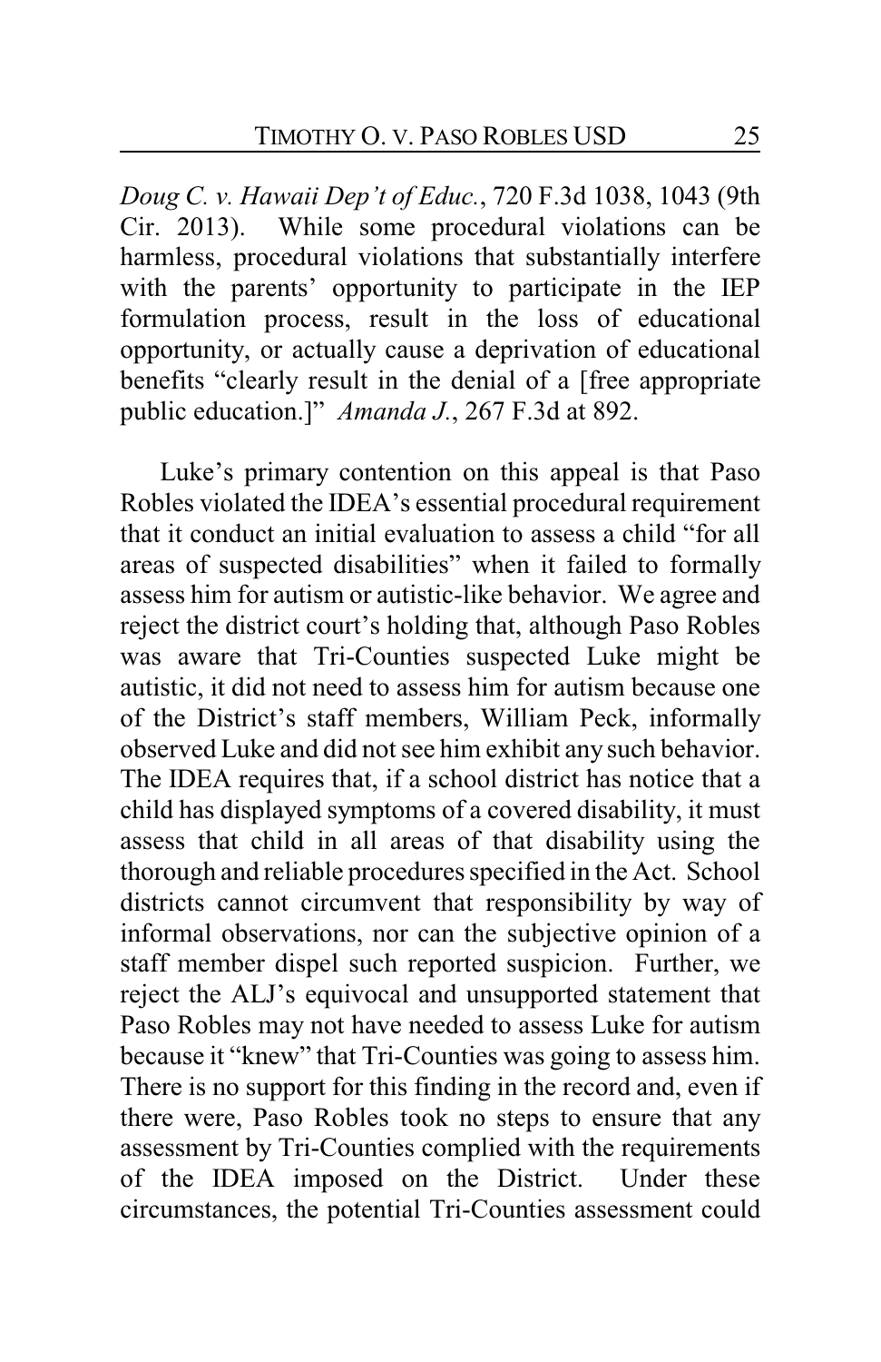*Doug C. v. Hawaii Dep't of Educ.*, 720 F.3d 1038, 1043 (9th Cir. 2013). While some procedural violations can be harmless, procedural violations that substantially interfere with the parents' opportunity to participate in the IEP formulation process, result in the loss of educational opportunity, or actually cause a deprivation of educational benefits "clearly result in the denial of a [free appropriate public education.]" *Amanda J.*, 267 F.3d at 892.

Luke's primary contention on this appeal is that Paso Robles violated the IDEA's essential procedural requirement that it conduct an initial evaluation to assess a child "for all areas of suspected disabilities" when it failed to formally assess him for autism or autistic-like behavior. We agree and reject the district court's holding that, although Paso Robles was aware that Tri-Counties suspected Luke might be autistic, it did not need to assess him for autism because one of the District's staff members, William Peck, informally observed Luke and did not see him exhibit any such behavior. The IDEA requires that, if a school district has notice that a child has displayed symptoms of a covered disability, it must assess that child in all areas of that disability using the thorough and reliable procedures specified in the Act. School districts cannot circumvent that responsibility by way of informal observations, nor can the subjective opinion of a staff member dispel such reported suspicion. Further, we reject the ALJ's equivocal and unsupported statement that Paso Robles may not have needed to assess Luke for autism because it "knew" that Tri-Counties was going to assess him. There is no support for this finding in the record and, even if there were, Paso Robles took no steps to ensure that any assessment by Tri-Counties complied with the requirements of the IDEA imposed on the District. Under these circumstances, the potential Tri-Counties assessment could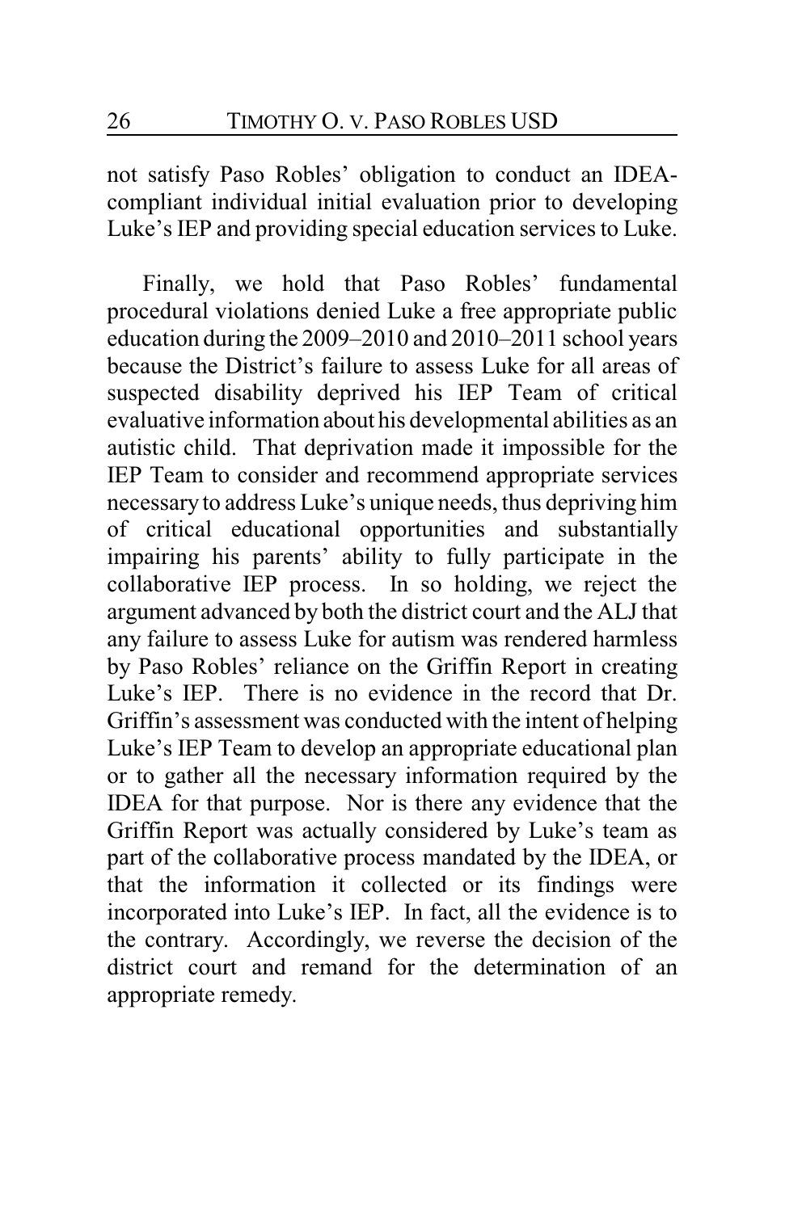not satisfy Paso Robles' obligation to conduct an IDEA-compliant individual initial evaluation prior to developing Luke's IEP and providing special education services to Luke.

Finally, we hold that Paso Robles' fundamental procedural violations denied Luke a free appropriate public education during the 2009–2010 and 2010–2011 school years because the District's failure to assess Luke for all areas of suspected disability deprived his IEP Team of critical evaluative information about his developmental abilities as an autistic child. That deprivation made it impossible for the IEP Team to consider and recommend appropriate services necessary to address Luke's unique needs, thus depriving him of critical educational opportunities and substantially impairing his parents' ability to fully participate in the collaborative IEP process. In so holding, we reject the argument advanced by both the district court and the ALJ that any failure to assess Luke for autism was rendered harmless by Paso Robles' reliance on the Griffin Report in creating Luke's IEP. There is no evidence in the record that Dr. Griffin's assessment was conducted with the intent of helping Luke's IEP Team to develop an appropriate educational plan or to gather all the necessary information required by the IDEA for that purpose. Nor is there any evidence that the Griffin Report was actually considered by Luke's team as part of the collaborative process mandated by the IDEA, or that the information it collected or its findings were incorporated into Luke's IEP. In fact, all the evidence is to the contrary. Accordingly, we reverse the decision of the district court and remand for the determination of an appropriate remedy.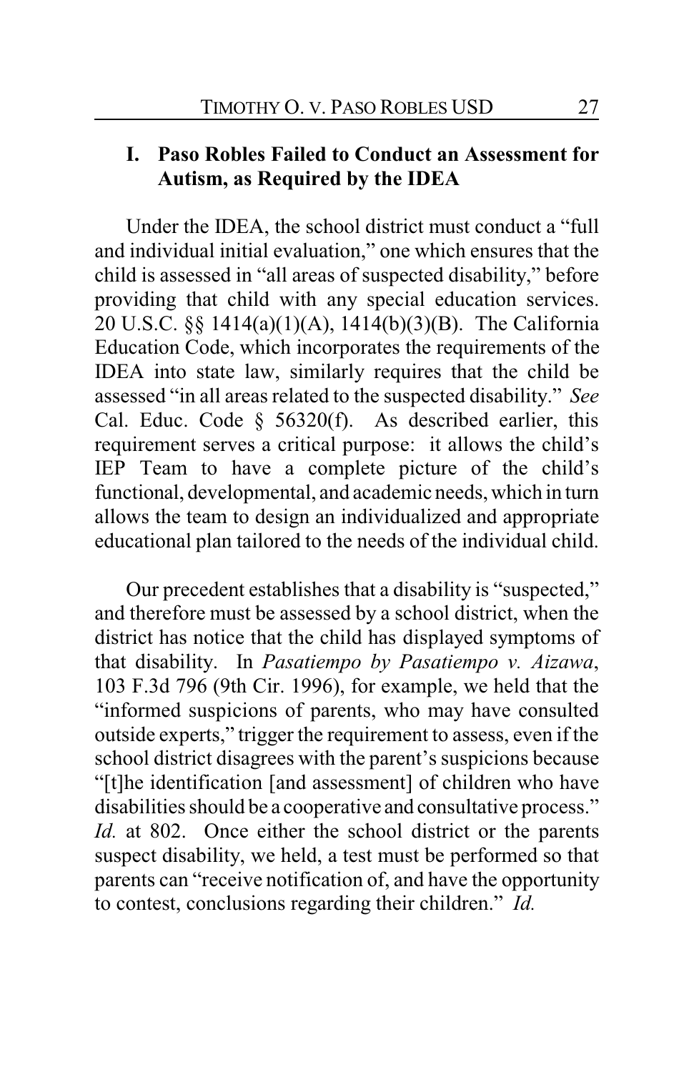## I. Paso Robles Failed to Conduct an Assessment for Autism, as Required by the IDEA

Under the IDEA, the school district must conduct a "full and individual initial evaluation," one which ensures that the child is assessed in "all areas of suspected disability," before providing that child with any special education services. 20 U.S.C. §§ 1414(a)(1)(A), 1414(b)(3)(B). The California Education Code, which incorporates the requirements of the IDEA into state law, similarly requires that the child be assessed "in all areas related to the suspected disability." *See* Cal. Educ. Code § 56320(f). As described earlier, this requirement serves a critical purpose: it allows the child's IEP Team to have a complete picture of the child's functional, developmental, and academic needs, which in turn allows the team to design an individualized and appropriate educational plan tailored to the needs of the individual child.

Our precedent establishes that a disability is "suspected," and therefore must be assessed by a school district, when the district has notice that the child has displayed symptoms of that disability. In *Pasatiempo by Pasatiempo v. Aizawa*, 103 F.3d 796 (9th Cir. 1996), for example, we held that the "informed suspicions of parents, who may have consulted outside experts," trigger the requirement to assess, even if the school district disagrees with the parent's suspicions because "[t]he identification [and assessment] of children who have disabilities should be a cooperative and consultative process." *Id.* at 802. Once either the school district or the parents suspect disability, we held, a test must be performed so that parents can "receive notification of, and have the opportunity to contest, conclusions regarding their children." *Id.*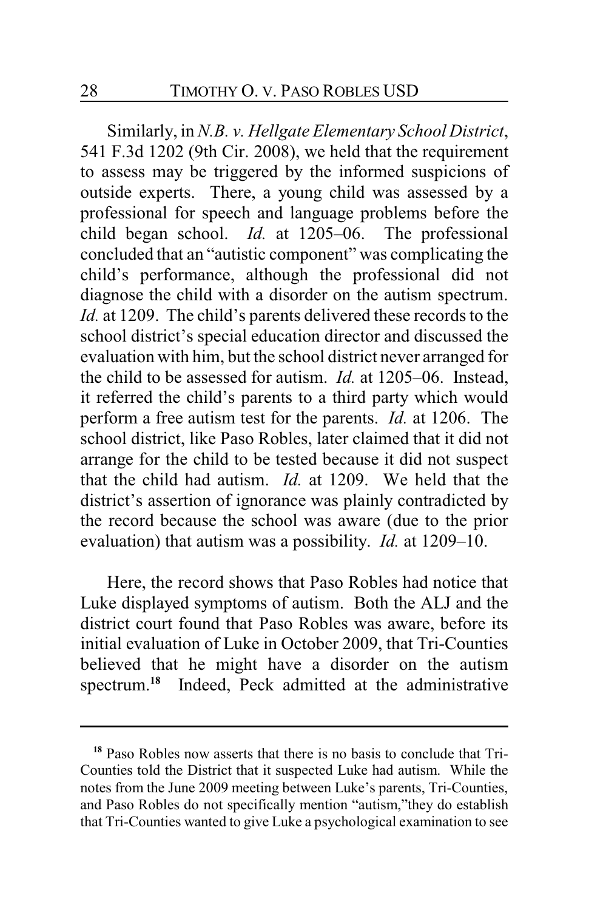Similarly, in *N.B. v. Hellgate Elementary School District*, 541 F.3d 1202 (9th Cir. 2008), we held that the requirement to assess may be triggered by the informed suspicions of outside experts. There, a young child was assessed by a professional for speech and language problems before the child began school. *Id.* at 1205–06. The professional concluded that an "autistic component" was complicating the child's performance, although the professional did not diagnose the child with a disorder on the autism spectrum. *Id.* at 1209. The child's parents delivered these records to the school district's special education director and discussed the evaluation with him, but the school district never arranged for the child to be assessed for autism. *Id.* at 1205–06. Instead, it referred the child's parents to a third party which would perform a free autism test for the parents. *Id.* at 1206. The school district, like Paso Robles, later claimed that it did not arrange for the child to be tested because it did not suspect that the child had autism. *Id.* at 1209. We held that the district's assertion of ignorance was plainly contradicted by the record because the school was aware (due to the prior evaluation) that autism was a possibility. *Id.* at 1209–10.

Here, the record shows that Paso Robles had notice that Luke displayed symptoms of autism. Both the ALJ and the district court found that Paso Robles was aware, before its initial evaluation of Luke in October 2009, that Tri-Counties believed that he might have a disorder on the autism spectrum.[18] Indeed, Peck admitted at the administrative

---

[18] Paso Robles now asserts that there is no basis to conclude that Tri-Counties told the District that it suspected Luke had autism. While the notes from the June 2009 meeting between Luke's parents, Tri-Counties, and Paso Robles do not specifically mention "autism,"they do establish that Tri-Counties wanted to give Luke a psychological examination to see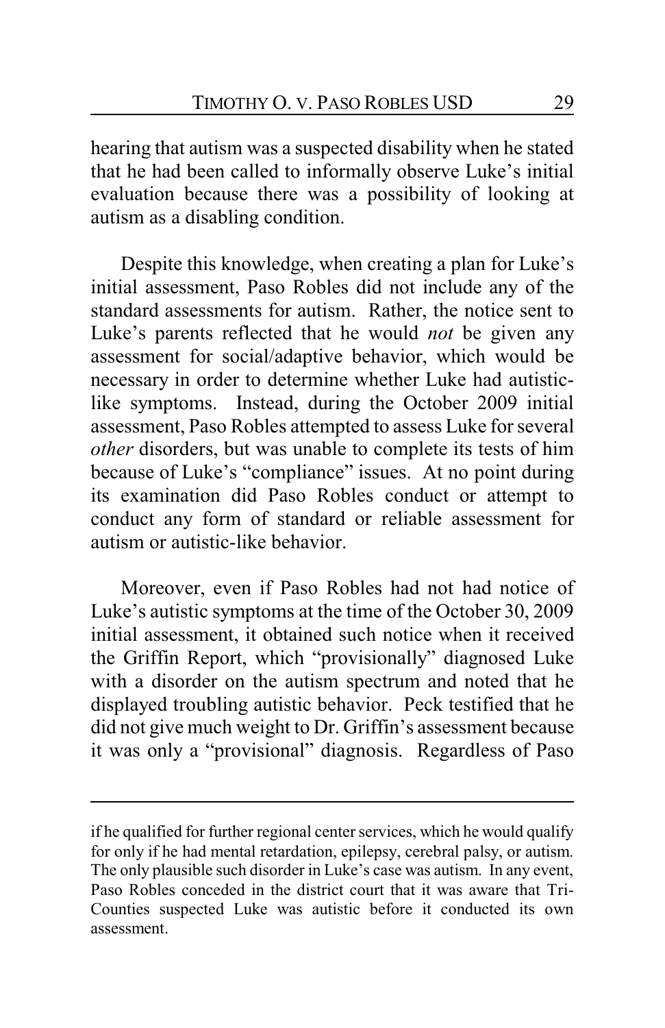hearing that autism was a suspected disability when he stated that he had been called to informally observe Luke's initial evaluation because there was a possibility of looking at autism as a disabling condition.

Despite this knowledge, when creating a plan for Luke's initial assessment, Paso Robles did not include any of the standard assessments for autism. Rather, the notice sent to Luke's parents reflected that he would *not* be given any assessment for social/adaptive behavior, which would be necessary in order to determine whether Luke had autistic-like symptoms. Instead, during the October 2009 initial assessment, Paso Robles attempted to assess Luke for several *other* disorders, but was unable to complete its tests of him because of Luke's "compliance" issues. At no point during its examination did Paso Robles conduct or attempt to conduct any form of standard or reliable assessment for autism or autistic-like behavior.

Moreover, even if Paso Robles had not had notice of Luke's autistic symptoms at the time of the October 30, 2009 initial assessment, it obtained such notice when it received the Griffin Report, which "provisionally" diagnosed Luke with a disorder on the autism spectrum and noted that he displayed troubling autistic behavior. Peck testified that he did not give much weight to Dr. Griffin's assessment because it was only a "provisional" diagnosis. Regardless of Paso

---

if he qualified for further regional center services, which he would qualify for only if he had mental retardation, epilepsy, cerebral palsy, or autism. The only plausible such disorder in Luke's case was autism. In any event, Paso Robles conceded in the district court that it was aware that Tri-Counties suspected Luke was autistic before it conducted its own assessment.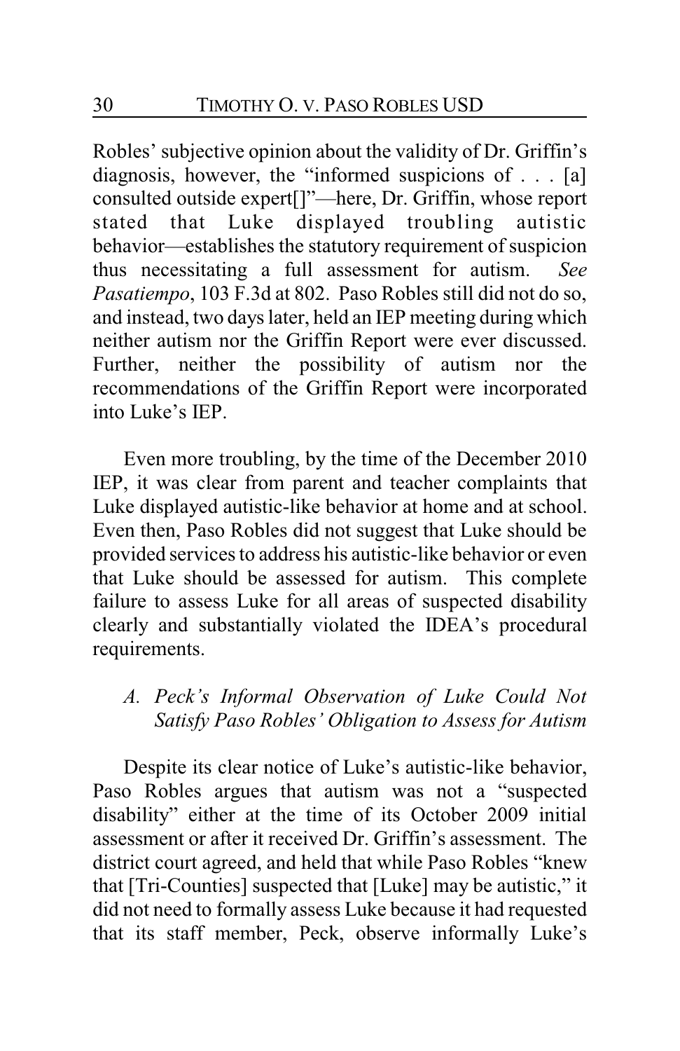Robles' subjective opinion about the validity of Dr. Griffin's diagnosis, however, the "informed suspicions of . . . [a] consulted outside expert[]"—here, Dr. Griffin, whose report stated that Luke displayed troubling autistic behavior—establishes the statutory requirement of suspicion thus necessitating a full assessment for autism. *See Pasatiempo*, 103 F.3d at 802. Paso Robles still did not do so, and instead, two days later, held an IEP meeting during which neither autism nor the Griffin Report were ever discussed. Further, neither the possibility of autism nor the recommendations of the Griffin Report were incorporated into Luke's IEP.

Even more troubling, by the time of the December 2010 IEP, it was clear from parent and teacher complaints that Luke displayed autistic-like behavior at home and at school. Even then, Paso Robles did not suggest that Luke should be provided services to address his autistic-like behavior or even that Luke should be assessed for autism. This complete failure to assess Luke for all areas of suspected disability clearly and substantially violated the IDEA's procedural requirements.

### *A. Peck's Informal Observation of Luke Could Not Satisfy Paso Robles' Obligation to Assess for Autism*

Despite its clear notice of Luke's autistic-like behavior, Paso Robles argues that autism was not a "suspected disability" either at the time of its October 2009 initial assessment or after it received Dr. Griffin's assessment. The district court agreed, and held that while Paso Robles "knew that [Tri-Counties] suspected that [Luke] may be autistic," it did not need to formally assess Luke because it had requested that its staff member, Peck, observe informally Luke's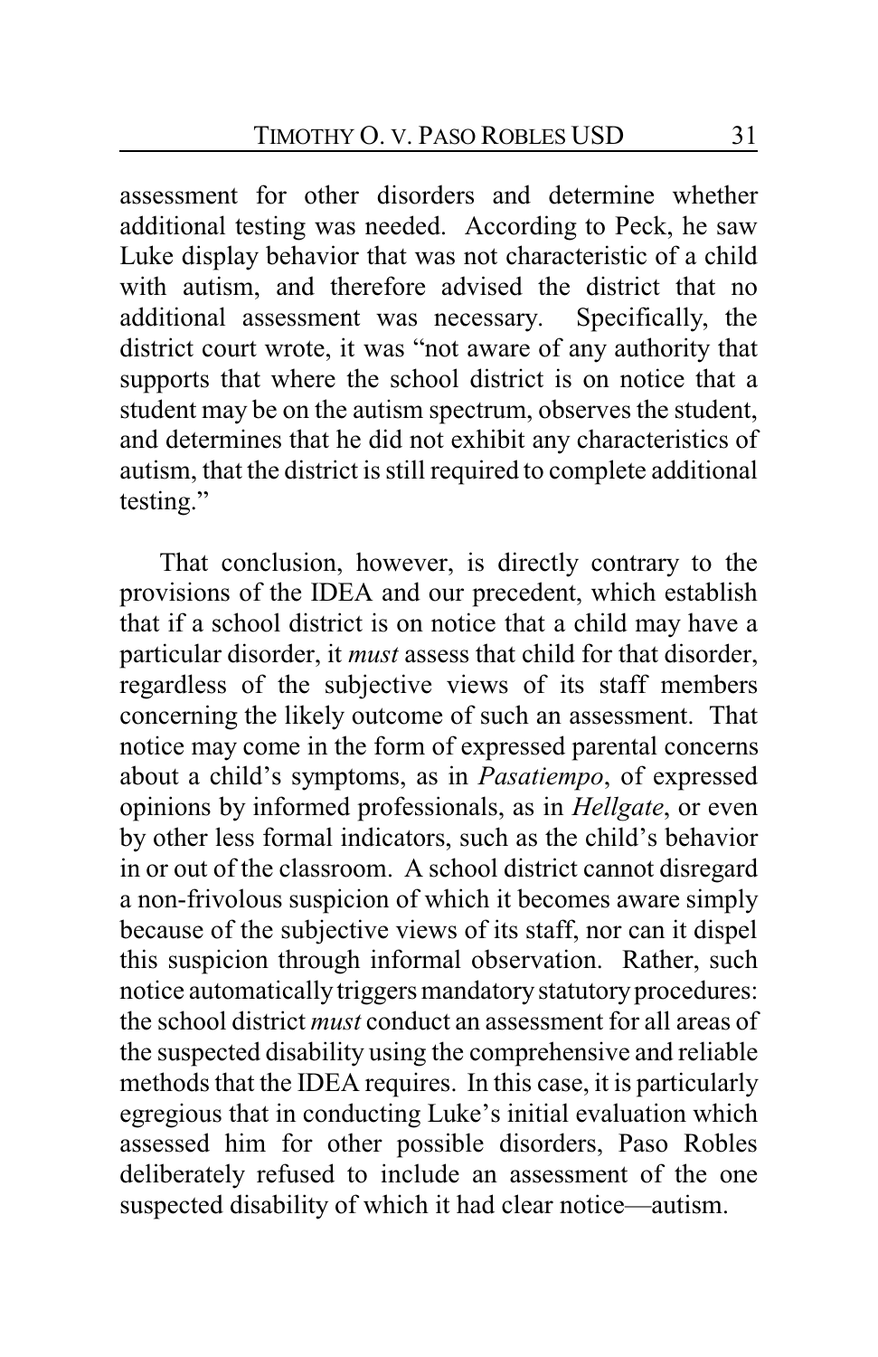assessment for other disorders and determine whether additional testing was needed. According to Peck, he saw Luke display behavior that was not characteristic of a child with autism, and therefore advised the district that no additional assessment was necessary. Specifically, the district court wrote, it was "not aware of any authority that supports that where the school district is on notice that a student may be on the autism spectrum, observes the student, and determines that he did not exhibit any characteristics of autism, that the district is still required to complete additional testing."

That conclusion, however, is directly contrary to the provisions of the IDEA and our precedent, which establish that if a school district is on notice that a child may have a particular disorder, it *must* assess that child for that disorder, regardless of the subjective views of its staff members concerning the likely outcome of such an assessment. That notice may come in the form of expressed parental concerns about a child's symptoms, as in *Pasatiempo*, of expressed opinions by informed professionals, as in *Hellgate*, or even by other less formal indicators, such as the child's behavior in or out of the classroom. A school district cannot disregard a non-frivolous suspicion of which it becomes aware simply because of the subjective views of its staff, nor can it dispel this suspicion through informal observation. Rather, such notice automatically triggers mandatory statutory procedures: the school district *must* conduct an assessment for all areas of the suspected disability using the comprehensive and reliable methods that the IDEA requires. In this case, it is particularly egregious that in conducting Luke's initial evaluation which assessed him for other possible disorders, Paso Robles deliberately refused to include an assessment of the one suspected disability of which it had clear notice—autism.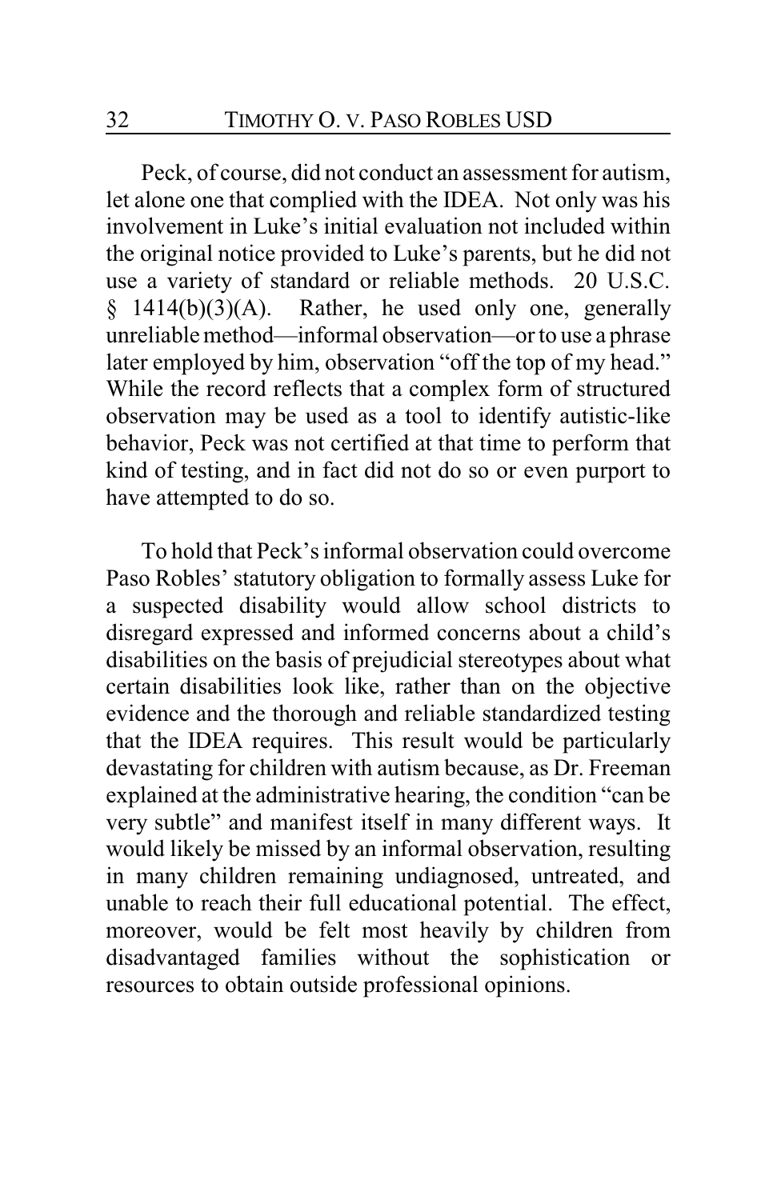Peck, of course, did not conduct an assessment for autism, let alone one that complied with the IDEA. Not only was his involvement in Luke's initial evaluation not included within the original notice provided to Luke's parents, but he did not use a variety of standard or reliable methods. 20 U.S.C. § 1414(b)(3)(A). Rather, he used only one, generally unreliable method—informal observation—or to use a phrase later employed by him, observation "off the top of my head." While the record reflects that a complex form of structured observation may be used as a tool to identify autistic-like behavior, Peck was not certified at that time to perform that kind of testing, and in fact did not do so or even purport to have attempted to do so.

To hold that Peck's informal observation could overcome Paso Robles' statutory obligation to formally assess Luke for a suspected disability would allow school districts to disregard expressed and informed concerns about a child's disabilities on the basis of prejudicial stereotypes about what certain disabilities look like, rather than on the objective evidence and the thorough and reliable standardized testing that the IDEA requires. This result would be particularly devastating for children with autism because, as Dr. Freeman explained at the administrative hearing, the condition "can be very subtle" and manifest itself in many different ways. It would likely be missed by an informal observation, resulting in many children remaining undiagnosed, untreated, and unable to reach their full educational potential. The effect, moreover, would be felt most heavily by children from disadvantaged families without the sophistication or resources to obtain outside professional opinions.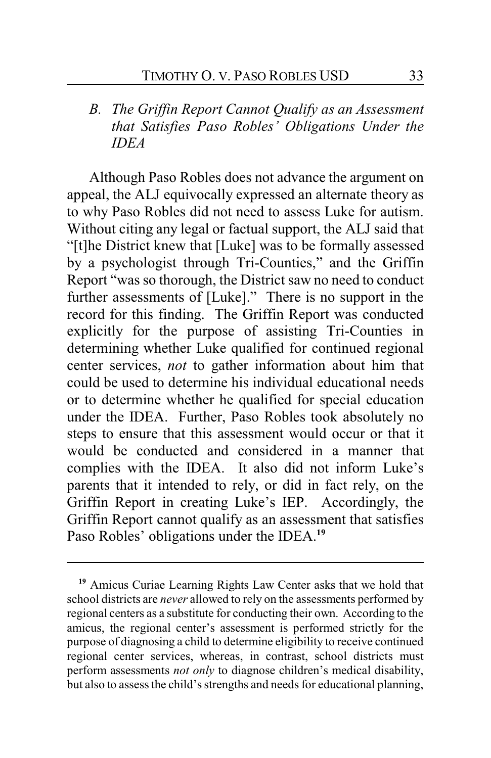### *B. The Griffin Report Cannot Qualify as an Assessment that Satisfies Paso Robles' Obligations Under the IDEA*

Although Paso Robles does not advance the argument on appeal, the ALJ equivocally expressed an alternate theory as to why Paso Robles did not need to assess Luke for autism. Without citing any legal or factual support, the ALJ said that "[t]he District knew that [Luke] was to be formally assessed by a psychologist through Tri-Counties," and the Griffin Report "was so thorough, the District saw no need to conduct further assessments of [Luke]." There is no support in the record for this finding. The Griffin Report was conducted explicitly for the purpose of assisting Tri-Counties in determining whether Luke qualified for continued regional center services, *not* to gather information about him that could be used to determine his individual educational needs or to determine whether he qualified for special education under the IDEA. Further, Paso Robles took absolutely no steps to ensure that this assessment would occur or that it would be conducted and considered in a manner that complies with the IDEA. It also did not inform Luke's parents that it intended to rely, or did in fact rely, on the Griffin Report in creating Luke's IEP. Accordingly, the Griffin Report cannot qualify as an assessment that satisfies Paso Robles' obligations under the IDEA.[19]

---

[19] Amicus Curiae Learning Rights Law Center asks that we hold that school districts are *never* allowed to rely on the assessments performed by regional centers as a substitute for conducting their own. According to the amicus, the regional center's assessment is performed strictly for the purpose of diagnosing a child to determine eligibility to receive continued regional center services, whereas, in contrast, school districts must perform assessments *not only* to diagnose children's medical disability, but also to assess the child's strengths and needs for educational planning,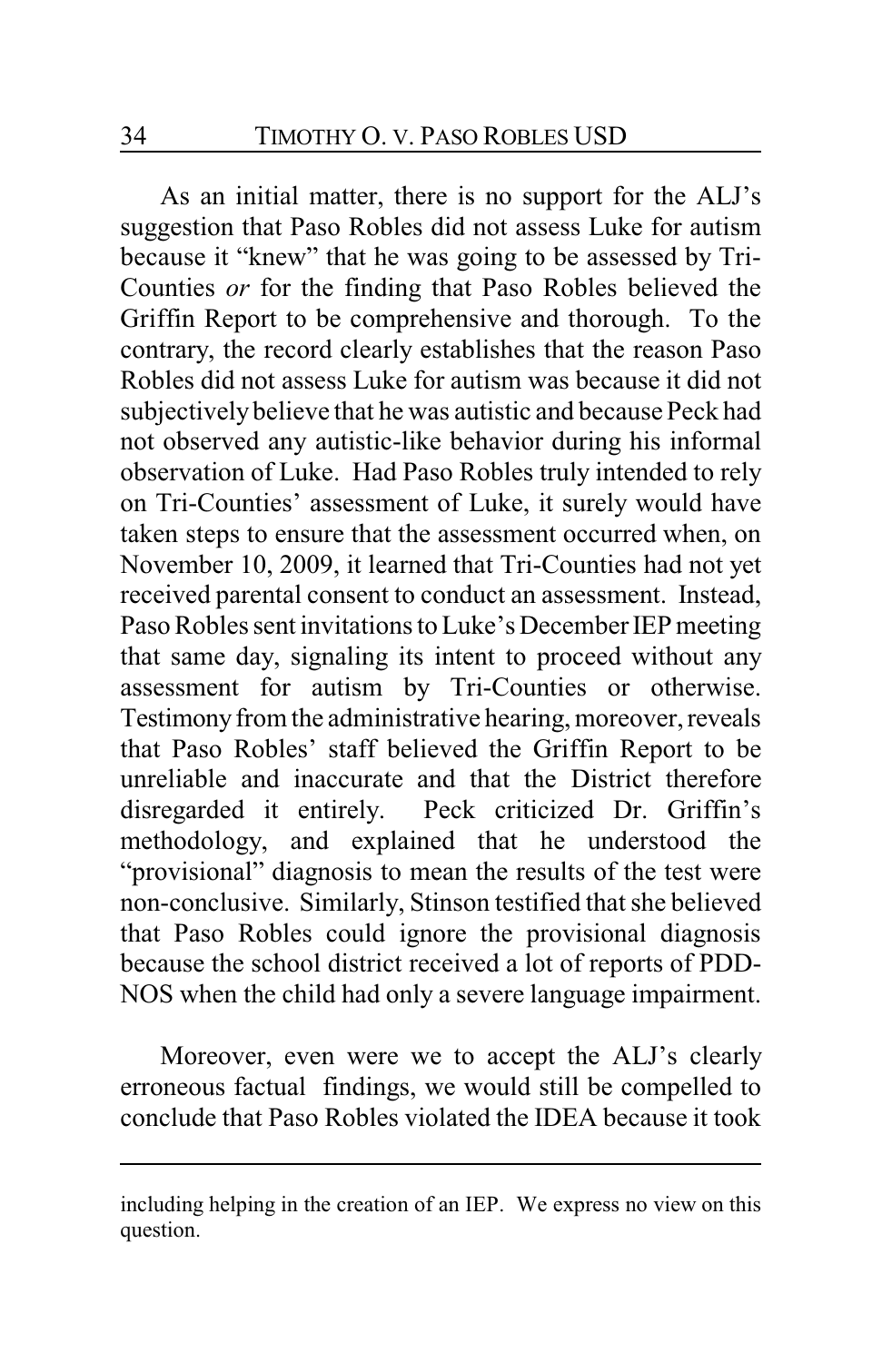As an initial matter, there is no support for the ALJ's suggestion that Paso Robles did not assess Luke for autism because it "knew" that he was going to be assessed by Tri-Counties *or* for the finding that Paso Robles believed the Griffin Report to be comprehensive and thorough. To the contrary, the record clearly establishes that the reason Paso Robles did not assess Luke for autism was because it did not subjectively believe that he was autistic and because Peck had not observed any autistic-like behavior during his informal observation of Luke. Had Paso Robles truly intended to rely on Tri-Counties' assessment of Luke, it surely would have taken steps to ensure that the assessment occurred when, on November 10, 2009, it learned that Tri-Counties had not yet received parental consent to conduct an assessment. Instead, Paso Robles sent invitations to Luke's December IEP meeting that same day, signaling its intent to proceed without any assessment for autism by Tri-Counties or otherwise. Testimony from the administrative hearing, moreover, reveals that Paso Robles' staff believed the Griffin Report to be unreliable and inaccurate and that the District therefore disregarded it entirely. Peck criticized Dr. Griffin's methodology, and explained that he understood the "provisional" diagnosis to mean the results of the test were non-conclusive. Similarly, Stinson testified that she believed that Paso Robles could ignore the provisional diagnosis because the school district received a lot of reports of PDD-NOS when the child had only a severe language impairment.

Moreover, even were we to accept the ALJ's clearly erroneous factual findings, we would still be compelled to conclude that Paso Robles violated the IDEA because it took

---

including helping in the creation of an IEP. We express no view on this question.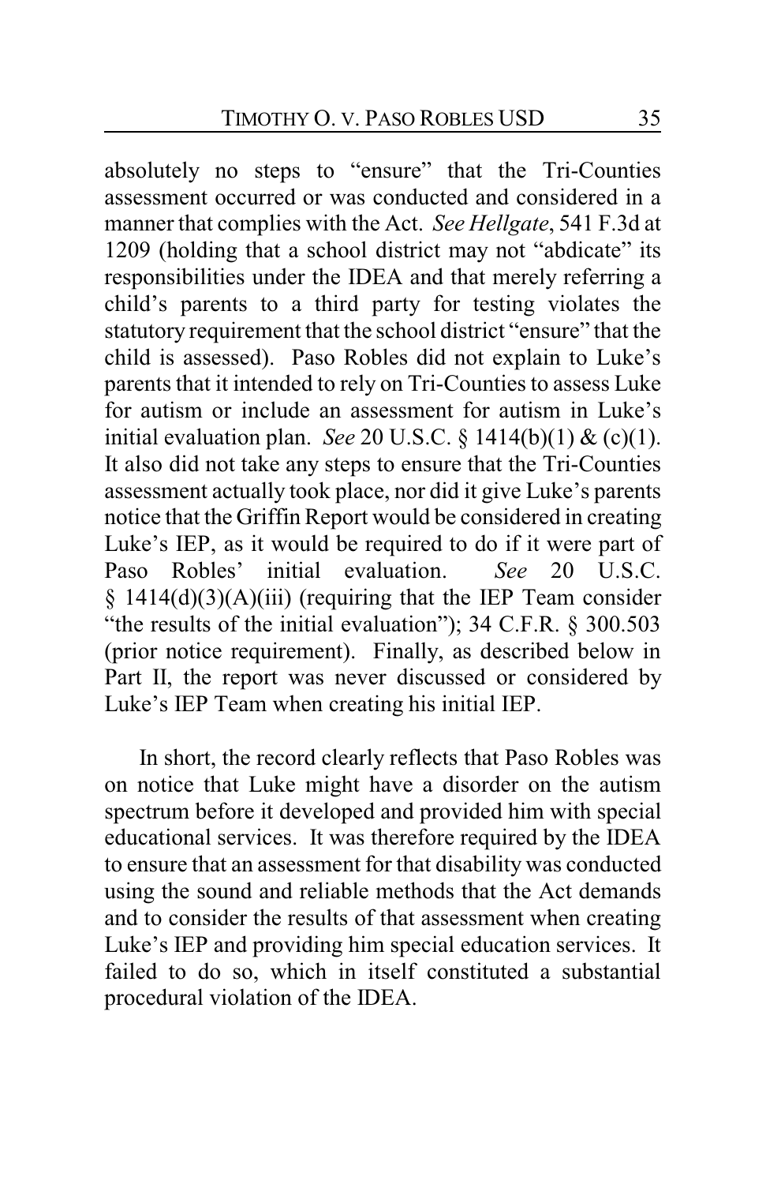absolutely no steps to "ensure" that the Tri-Counties assessment occurred or was conducted and considered in a manner that complies with the Act. *See Hellgate*, 541 F.3d at 1209 (holding that a school district may not "abdicate" its responsibilities under the IDEA and that merely referring a child's parents to a third party for testing violates the statutory requirement that the school district "ensure" that the child is assessed). Paso Robles did not explain to Luke's parents that it intended to rely on Tri-Counties to assess Luke for autism or include an assessment for autism in Luke's initial evaluation plan. *See* 20 U.S.C. § 1414(b)(1) & (c)(1). It also did not take any steps to ensure that the Tri-Counties assessment actually took place, nor did it give Luke's parents notice that the Griffin Report would be considered in creating Luke's IEP, as it would be required to do if it were part of Paso Robles' initial evaluation. *See* 20 U.S.C. § 1414(d)(3)(A)(iii) (requiring that the IEP Team consider "the results of the initial evaluation"); 34 C.F.R. § 300.503 (prior notice requirement). Finally, as described below in Part II, the report was never discussed or considered by Luke's IEP Team when creating his initial IEP.

In short, the record clearly reflects that Paso Robles was on notice that Luke might have a disorder on the autism spectrum before it developed and provided him with special educational services. It was therefore required by the IDEA to ensure that an assessment for that disability was conducted using the sound and reliable methods that the Act demands and to consider the results of that assessment when creating Luke's IEP and providing him special education services. It failed to do so, which in itself constituted a substantial procedural violation of the IDEA.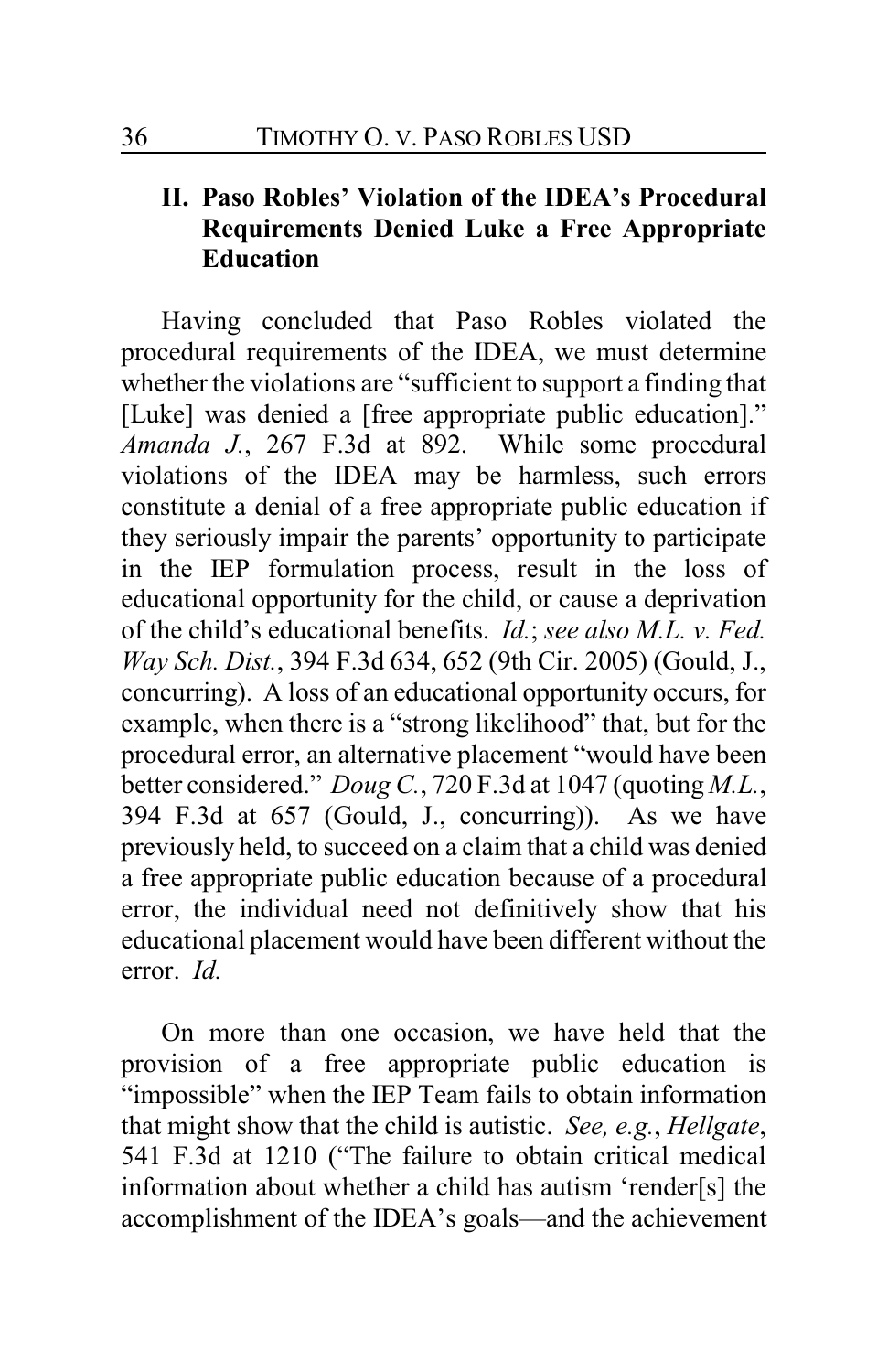## II. Paso Robles' Violation of the IDEA's Procedural Requirements Denied Luke a Free Appropriate Education

Having concluded that Paso Robles violated the procedural requirements of the IDEA, we must determine whether the violations are "sufficient to support a finding that [Luke] was denied a [free appropriate public education]." *Amanda J.*, 267 F.3d at 892. While some procedural violations of the IDEA may be harmless, such errors constitute a denial of a free appropriate public education if they seriously impair the parents' opportunity to participate in the IEP formulation process, result in the loss of educational opportunity for the child, or cause a deprivation of the child's educational benefits. *Id.*; *see also M.L. v. Fed. Way Sch. Dist.*, 394 F.3d 634, 652 (9th Cir. 2005) (Gould, J., concurring). A loss of an educational opportunity occurs, for example, when there is a "strong likelihood" that, but for the procedural error, an alternative placement "would have been better considered." *Doug C.*, 720 F.3d at 1047 (quoting *M.L.*, 394 F.3d at 657 (Gould, J., concurring)). As we have previously held, to succeed on a claim that a child was denied a free appropriate public education because of a procedural error, the individual need not definitively show that his educational placement would have been different without the error. *Id.*

On more than one occasion, we have held that the provision of a free appropriate public education is "impossible" when the IEP Team fails to obtain information that might show that the child is autistic. *See, e.g.*, *Hellgate*, 541 F.3d at 1210 ("The failure to obtain critical medical information about whether a child has autism 'render[s] the accomplishment of the IDEA's goals—and the achievement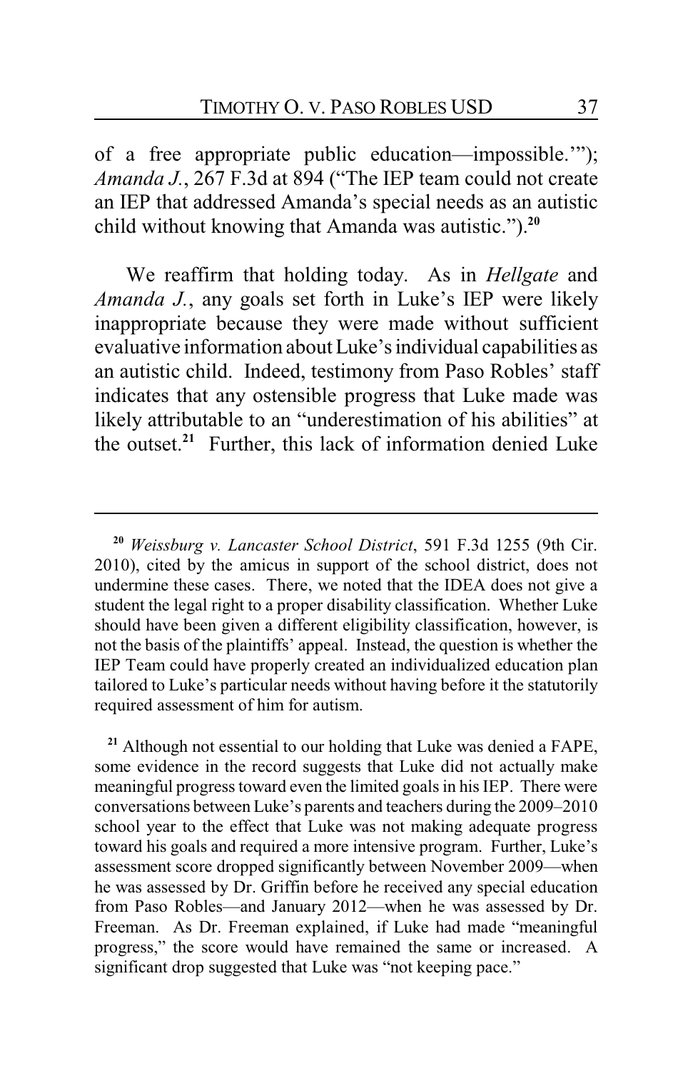of a free appropriate public education—impossible.'"); *Amanda J.*, 267 F.3d at 894 ("The IEP team could not create an IEP that addressed Amanda's special needs as an autistic child without knowing that Amanda was autistic.").[20]

We reaffirm that holding today. As in *Hellgate* and *Amanda J.*, any goals set forth in Luke's IEP were likely inappropriate because they were made without sufficient evaluative information about Luke's individual capabilities as an autistic child. Indeed, testimony from Paso Robles' staff indicates that any ostensible progress that Luke made was likely attributable to an "underestimation of his abilities" at the outset.[21] Further, this lack of information denied Luke

---

[20] *Weissburg v. Lancaster School District*, 591 F.3d 1255 (9th Cir. 2010), cited by the amicus in support of the school district, does not undermine these cases. There, we noted that the IDEA does not give a student the legal right to a proper disability classification. Whether Luke should have been given a different eligibility classification, however, is not the basis of the plaintiffs' appeal. Instead, the question is whether the IEP Team could have properly created an individualized education plan tailored to Luke's particular needs without having before it the statutorily required assessment of him for autism.

[21] Although not essential to our holding that Luke was denied a FAPE, some evidence in the record suggests that Luke did not actually make meaningful progress toward even the limited goals in his IEP. There were conversations between Luke's parents and teachers during the 2009–2010 school year to the effect that Luke was not making adequate progress toward his goals and required a more intensive program. Further, Luke's assessment score dropped significantly between November 2009—when he was assessed by Dr. Griffin before he received any special education from Paso Robles—and January 2012—when he was assessed by Dr. Freeman. As Dr. Freeman explained, if Luke had made "meaningful progress," the score would have remained the same or increased. A significant drop suggested that Luke was "not keeping pace."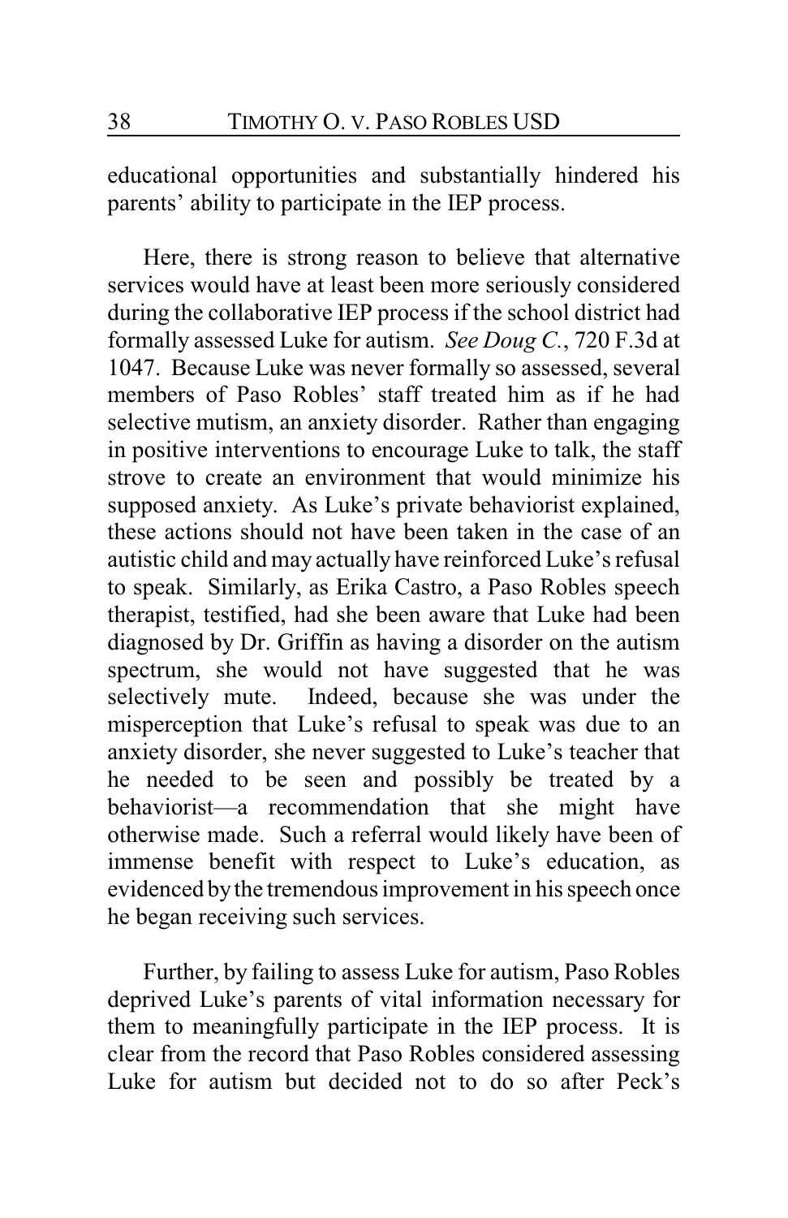educational opportunities and substantially hindered his parents' ability to participate in the IEP process.

Here, there is strong reason to believe that alternative services would have at least been more seriously considered during the collaborative IEP process if the school district had formally assessed Luke for autism. *See Doug C.*, 720 F.3d at 1047. Because Luke was never formally so assessed, several members of Paso Robles' staff treated him as if he had selective mutism, an anxiety disorder. Rather than engaging in positive interventions to encourage Luke to talk, the staff strove to create an environment that would minimize his supposed anxiety. As Luke's private behaviorist explained, these actions should not have been taken in the case of an autistic child and may actually have reinforced Luke's refusal to speak. Similarly, as Erika Castro, a Paso Robles speech therapist, testified, had she been aware that Luke had been diagnosed by Dr. Griffin as having a disorder on the autism spectrum, she would not have suggested that he was selectively mute. Indeed, because she was under the misperception that Luke's refusal to speak was due to an anxiety disorder, she never suggested to Luke's teacher that he needed to be seen and possibly be treated by a behaviorist—a recommendation that she might have otherwise made. Such a referral would likely have been of immense benefit with respect to Luke's education, as evidenced by the tremendous improvement in his speech once he began receiving such services.

Further, by failing to assess Luke for autism, Paso Robles deprived Luke's parents of vital information necessary for them to meaningfully participate in the IEP process. It is clear from the record that Paso Robles considered assessing Luke for autism but decided not to do so after Peck's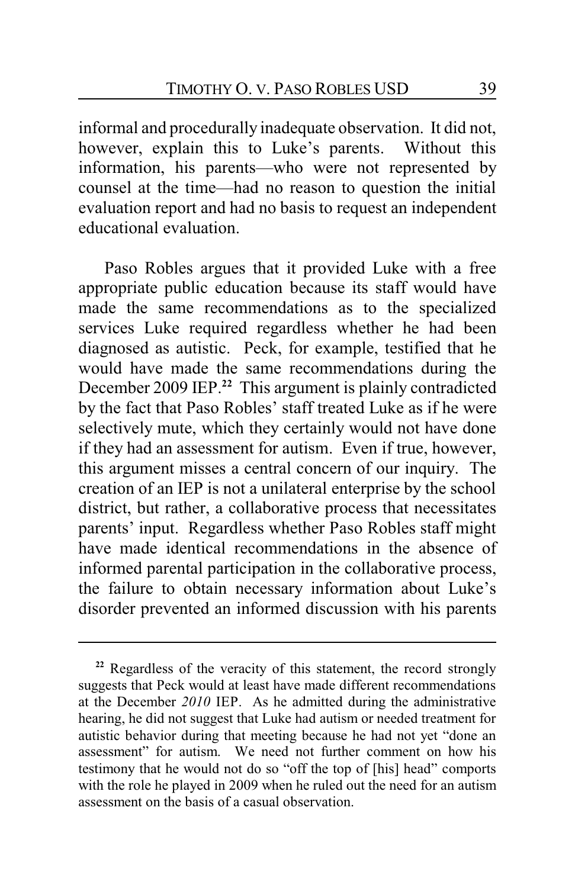informal and procedurally inadequate observation. It did not, however, explain this to Luke's parents. Without this information, his parents—who were not represented by counsel at the time—had no reason to question the initial evaluation report and had no basis to request an independent educational evaluation.

Paso Robles argues that it provided Luke with a free appropriate public education because its staff would have made the same recommendations as to the specialized services Luke required regardless whether he had been diagnosed as autistic. Peck, for example, testified that he would have made the same recommendations during the December 2009 IEP.[22] This argument is plainly contradicted by the fact that Paso Robles' staff treated Luke as if he were selectively mute, which they certainly would not have done if they had an assessment for autism. Even if true, however, this argument misses a central concern of our inquiry. The creation of an IEP is not a unilateral enterprise by the school district, but rather, a collaborative process that necessitates parents' input. Regardless whether Paso Robles staff might have made identical recommendations in the absence of informed parental participation in the collaborative process, the failure to obtain necessary information about Luke's disorder prevented an informed discussion with his parents

---

[22] Regardless of the veracity of this statement, the record strongly suggests that Peck would at least have made different recommendations at the December *2010* IEP. As he admitted during the administrative hearing, he did not suggest that Luke had autism or needed treatment for autistic behavior during that meeting because he had not yet "done an assessment" for autism. We need not further comment on how his testimony that he would not do so "off the top of [his] head" comports with the role he played in 2009 when he ruled out the need for an autism assessment on the basis of a casual observation.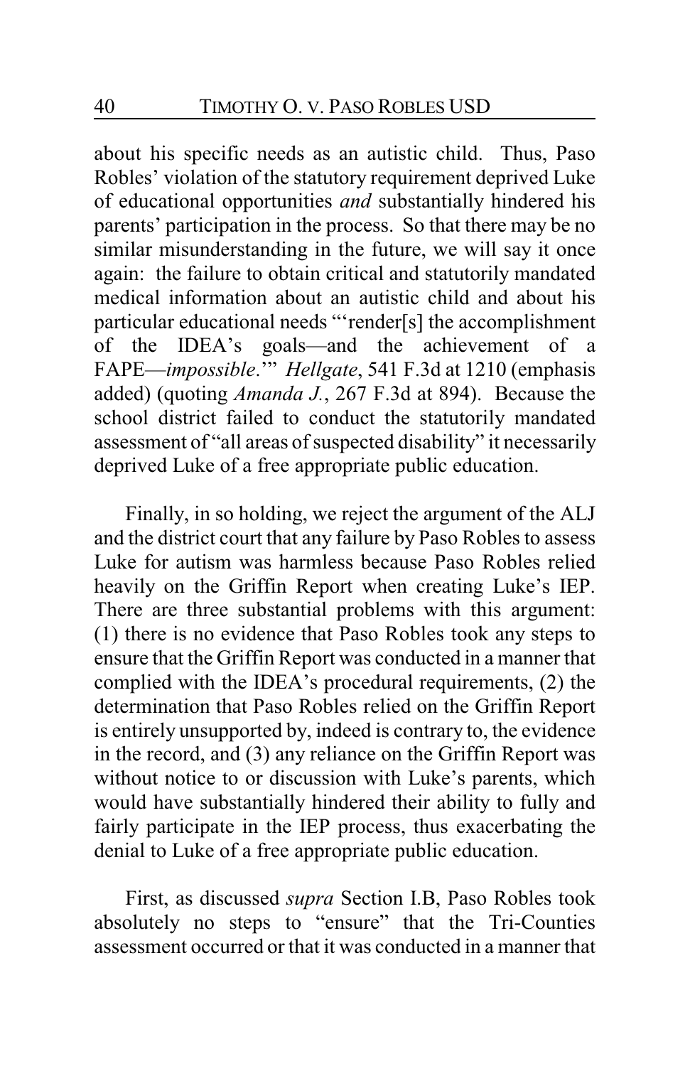about his specific needs as an autistic child. Thus, Paso Robles' violation of the statutory requirement deprived Luke of educational opportunities *and* substantially hindered his parents' participation in the process. So that there may be no similar misunderstanding in the future, we will say it once again: the failure to obtain critical and statutorily mandated medical information about an autistic child and about his particular educational needs "'render[s] the accomplishment of the IDEA's goals—and the achievement of a FAPE—*impossible*.'" *Hellgate*, 541 F.3d at 1210 (emphasis added) (quoting *Amanda J.*, 267 F.3d at 894). Because the school district failed to conduct the statutorily mandated assessment of "all areas of suspected disability" it necessarily deprived Luke of a free appropriate public education.

Finally, in so holding, we reject the argument of the ALJ and the district court that any failure by Paso Robles to assess Luke for autism was harmless because Paso Robles relied heavily on the Griffin Report when creating Luke's IEP. There are three substantial problems with this argument: (1) there is no evidence that Paso Robles took any steps to ensure that the Griffin Report was conducted in a manner that complied with the IDEA's procedural requirements, (2) the determination that Paso Robles relied on the Griffin Report is entirely unsupported by, indeed is contrary to, the evidence in the record, and (3) any reliance on the Griffin Report was without notice to or discussion with Luke's parents, which would have substantially hindered their ability to fully and fairly participate in the IEP process, thus exacerbating the denial to Luke of a free appropriate public education.

First, as discussed *supra* Section I.B, Paso Robles took absolutely no steps to "ensure" that the Tri-Counties assessment occurred or that it was conducted in a manner that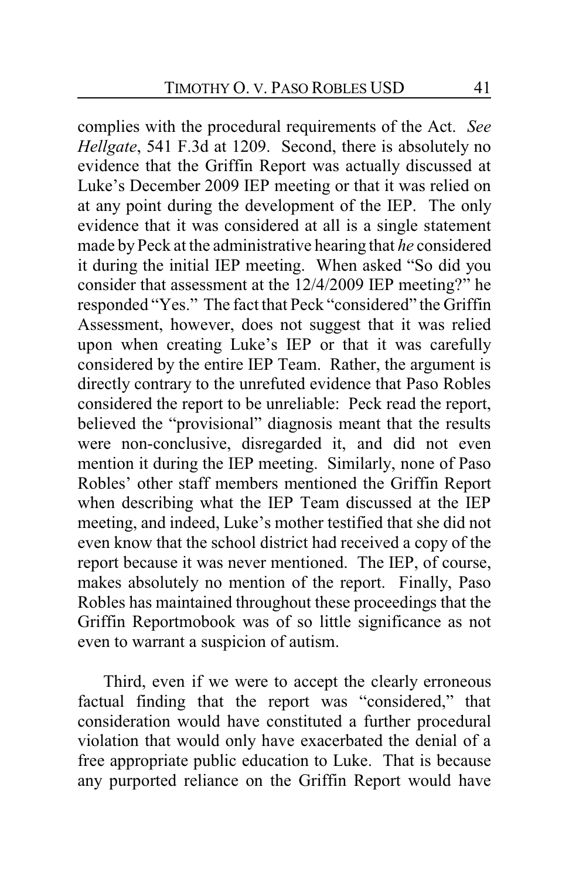complies with the procedural requirements of the Act. *See Hellgate*, 541 F.3d at 1209. Second, there is absolutely no evidence that the Griffin Report was actually discussed at Luke's December 2009 IEP meeting or that it was relied on at any point during the development of the IEP. The only evidence that it was considered at all is a single statement made by Peck at the administrative hearing that *he* considered it during the initial IEP meeting. When asked "So did you consider that assessment at the 12/4/2009 IEP meeting?" he responded "Yes." The fact that Peck "considered" the Griffin Assessment, however, does not suggest that it was relied upon when creating Luke's IEP or that it was carefully considered by the entire IEP Team. Rather, the argument is directly contrary to the unrefuted evidence that Paso Robles considered the report to be unreliable: Peck read the report, believed the "provisional" diagnosis meant that the results were non-conclusive, disregarded it, and did not even mention it during the IEP meeting. Similarly, none of Paso Robles' other staff members mentioned the Griffin Report when describing what the IEP Team discussed at the IEP meeting, and indeed, Luke's mother testified that she did not even know that the school district had received a copy of the report because it was never mentioned. The IEP, of course, makes absolutely no mention of the report. Finally, Paso Robles has maintained throughout these proceedings that the Griffin Reportmobook was of so little significance as not even to warrant a suspicion of autism.

Third, even if we were to accept the clearly erroneous factual finding that the report was "considered," that consideration would have constituted a further procedural violation that would only have exacerbated the denial of a free appropriate public education to Luke. That is because any purported reliance on the Griffin Report would have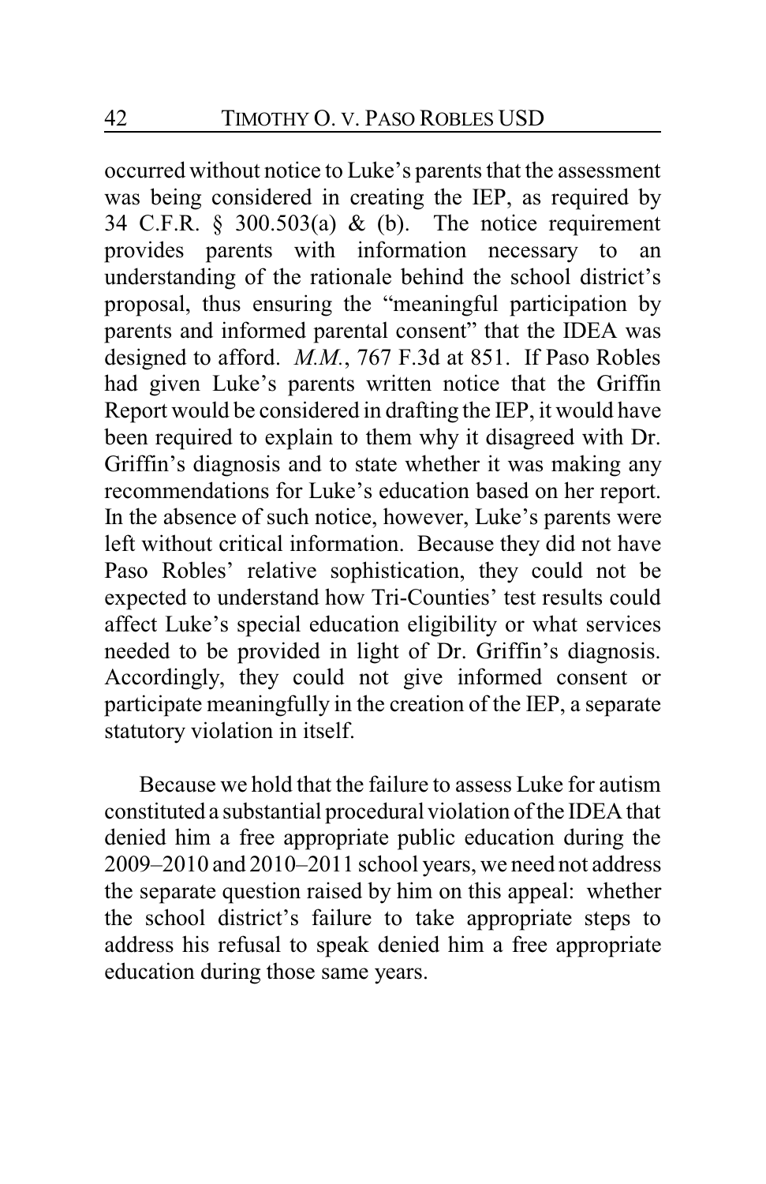occurred without notice to Luke's parents that the assessment was being considered in creating the IEP, as required by 34 C.F.R. § 300.503(a) & (b). The notice requirement provides parents with information necessary to an understanding of the rationale behind the school district's proposal, thus ensuring the "meaningful participation by parents and informed parental consent" that the IDEA was designed to afford. *M.M.*, 767 F.3d at 851. If Paso Robles had given Luke's parents written notice that the Griffin Report would be considered in drafting the IEP, it would have been required to explain to them why it disagreed with Dr. Griffin's diagnosis and to state whether it was making any recommendations for Luke's education based on her report. In the absence of such notice, however, Luke's parents were left without critical information. Because they did not have Paso Robles' relative sophistication, they could not be expected to understand how Tri-Counties' test results could affect Luke's special education eligibility or what services needed to be provided in light of Dr. Griffin's diagnosis. Accordingly, they could not give informed consent or participate meaningfully in the creation of the IEP, a separate statutory violation in itself.

Because we hold that the failure to assess Luke for autism constituted a substantial procedural violation of the IDEA that denied him a free appropriate public education during the 2009–2010 and 2010–2011 school years, we need not address the separate question raised by him on this appeal: whether the school district's failure to take appropriate steps to address his refusal to speak denied him a free appropriate education during those same years.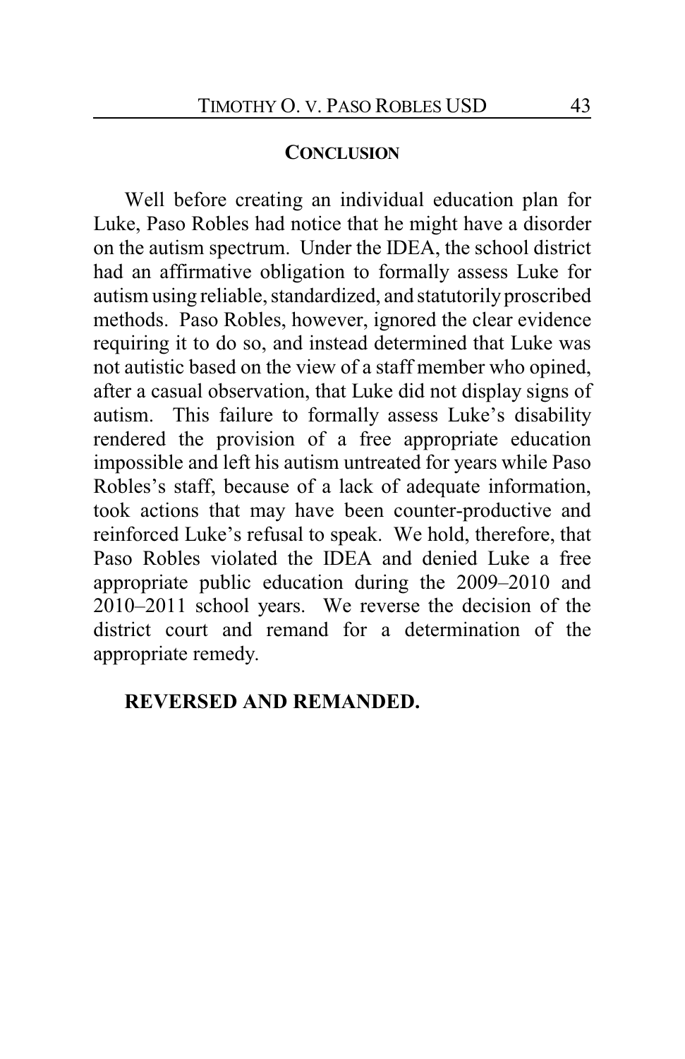## CONCLUSION

Well before creating an individual education plan for Luke, Paso Robles had notice that he might have a disorder on the autism spectrum. Under the IDEA, the school district had an affirmative obligation to formally assess Luke for autism using reliable, standardized, and statutorily proscribed methods. Paso Robles, however, ignored the clear evidence requiring it to do so, and instead determined that Luke was not autistic based on the view of a staff member who opined, after a casual observation, that Luke did not display signs of autism. This failure to formally assess Luke's disability rendered the provision of a free appropriate education impossible and left his autism untreated for years while Paso Robles's staff, because of a lack of adequate information, took actions that may have been counter-productive and reinforced Luke's refusal to speak. We hold, therefore, that Paso Robles violated the IDEA and denied Luke a free appropriate public education during the 2009–2010 and 2010–2011 school years. We reverse the decision of the district court and remand for a determination of the appropriate remedy.

**REVERSED AND REMANDED.**